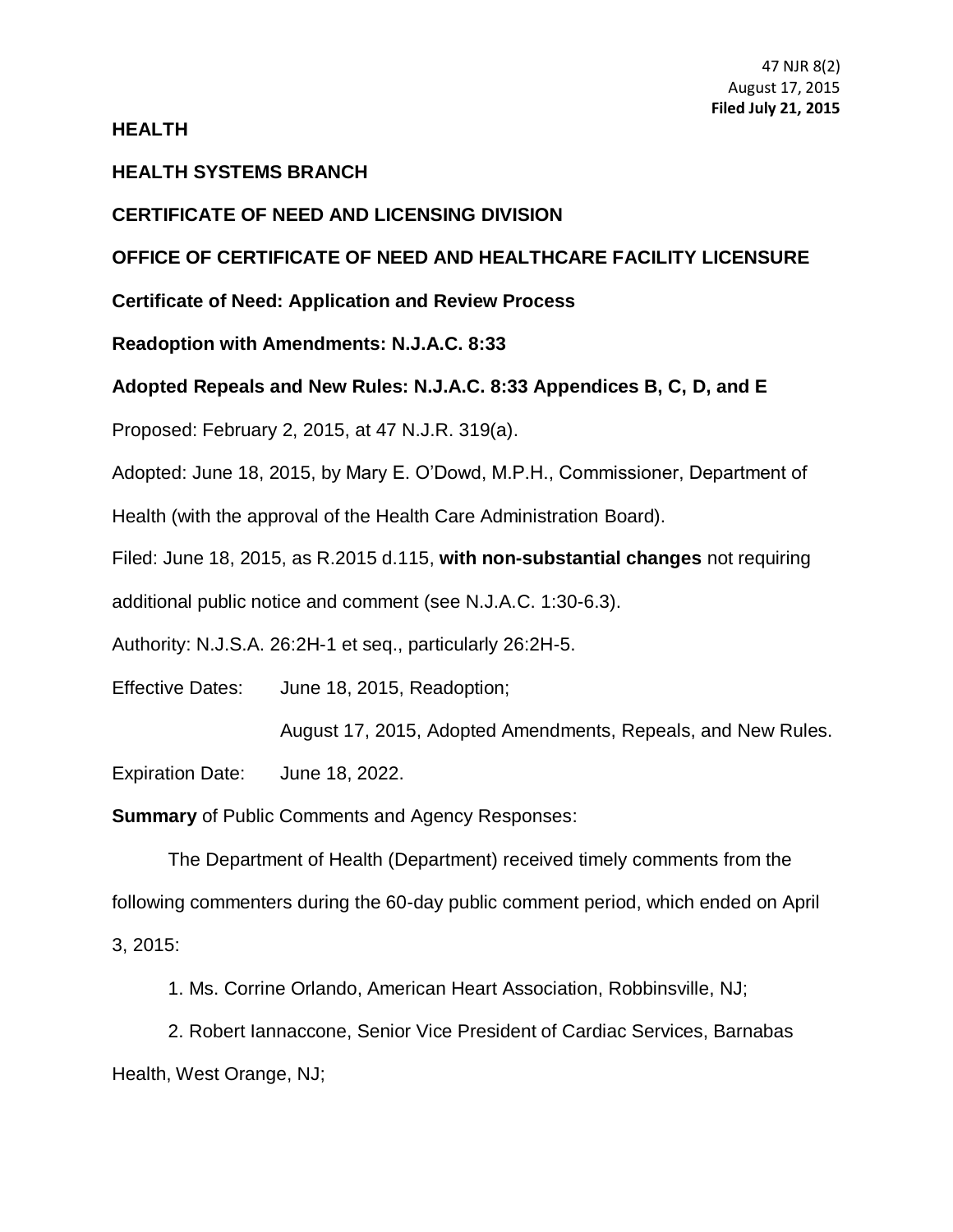47 NJR 8(2)
August 17, 2015
**Filed July 21, 2015**

**HEALTH**

**HEALTH SYSTEMS BRANCH**

**CERTIFICATE OF NEED AND LICENSING DIVISION**

**OFFICE OF CERTIFICATE OF NEED AND HEALTHCARE FACILITY LICENSURE**

**Certificate of Need: Application and Review Process**

**Readoption with Amendments: N.J.A.C. 8:33**

**Adopted Repeals and New Rules: N.J.A.C. 8:33 Appendices B, C, D, and E**

Proposed: February 2, 2015, at 47 N.J.R. 319(a).

Adopted: June 18, 2015, by Mary E. O'Dowd, M.P.H., Commissioner, Department of Health (with the approval of the Health Care Administration Board).

Filed: June 18, 2015, as R.2015 d.115, **with non-substantial changes** not requiring additional public notice and comment (see N.J.A.C. 1:30-6.3).

Authority: N.J.S.A. 26:2H-1 et seq., particularly 26:2H-5.

Effective Dates: June 18, 2015, Readoption;

August 17, 2015, Adopted Amendments, Repeals, and New Rules.

Expiration Date: June 18, 2022.

**Summary** of Public Comments and Agency Responses:

The Department of Health (Department) received timely comments from the following commenters during the 60-day public comment period, which ended on April 3, 2015:

1. Ms. Corrine Orlando, American Heart Association, Robbinsville, NJ;

2. Robert Iannaccone, Senior Vice President of Cardiac Services, Barnabas Health, West Orange, NJ;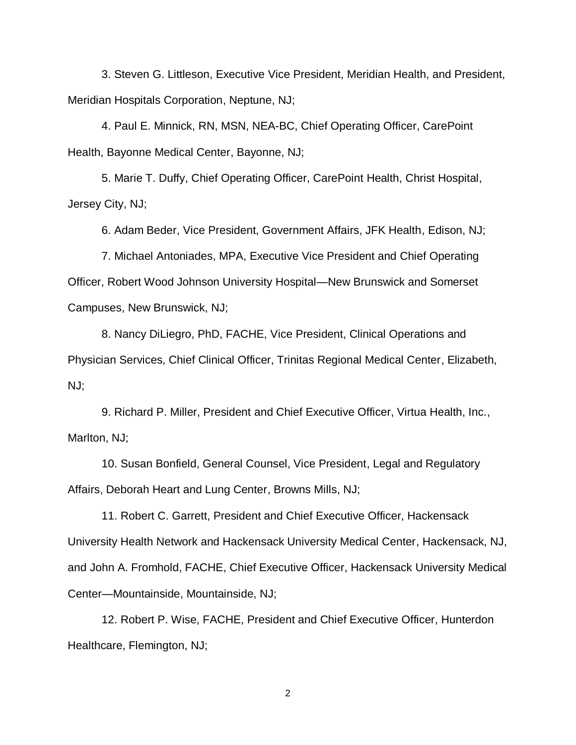3. Steven G. Littleson, Executive Vice President, Meridian Health, and President, Meridian Hospitals Corporation, Neptune, NJ;

4. Paul E. Minnick, RN, MSN, NEA-BC, Chief Operating Officer, CarePoint Health, Bayonne Medical Center, Bayonne, NJ;

5. Marie T. Duffy, Chief Operating Officer, CarePoint Health, Christ Hospital, Jersey City, NJ;

6. Adam Beder, Vice President, Government Affairs, JFK Health, Edison, NJ;

7. Michael Antoniades, MPA, Executive Vice President and Chief Operating Officer, Robert Wood Johnson University Hospital—New Brunswick and Somerset Campuses, New Brunswick, NJ;

8. Nancy DiLiegro, PhD, FACHE, Vice President, Clinical Operations and Physician Services, Chief Clinical Officer, Trinitas Regional Medical Center, Elizabeth, NJ;

9. Richard P. Miller, President and Chief Executive Officer, Virtua Health, Inc., Marlton, NJ;

10. Susan Bonfield, General Counsel, Vice President, Legal and Regulatory Affairs, Deborah Heart and Lung Center, Browns Mills, NJ;

11. Robert C. Garrett, President and Chief Executive Officer, Hackensack University Health Network and Hackensack University Medical Center, Hackensack, NJ, and John A. Fromhold, FACHE, Chief Executive Officer, Hackensack University Medical Center—Mountainside, Mountainside, NJ;

12. Robert P. Wise, FACHE, President and Chief Executive Officer, Hunterdon Healthcare, Flemington, NJ;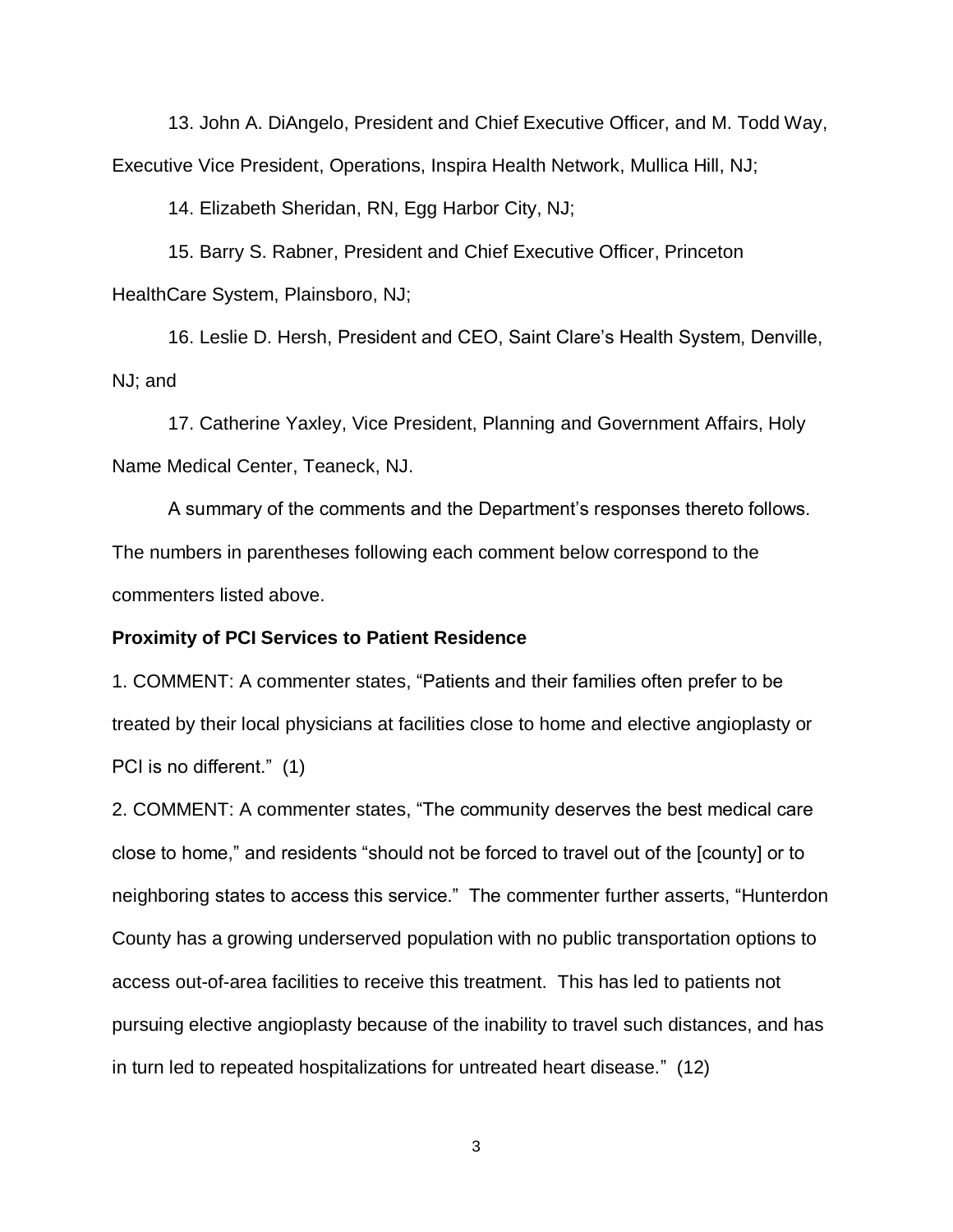13. John A. DiAngelo, President and Chief Executive Officer, and M. Todd Way, Executive Vice President, Operations, Inspira Health Network, Mullica Hill, NJ;

14. Elizabeth Sheridan, RN, Egg Harbor City, NJ;

15. Barry S. Rabner, President and Chief Executive Officer, Princeton HealthCare System, Plainsboro, NJ;

16. Leslie D. Hersh, President and CEO, Saint Clare's Health System, Denville, NJ; and

17. Catherine Yaxley, Vice President, Planning and Government Affairs, Holy Name Medical Center, Teaneck, NJ.

A summary of the comments and the Department's responses thereto follows. The numbers in parentheses following each comment below correspond to the commenters listed above.

**Proximity of PCI Services to Patient Residence**

1. COMMENT: A commenter states, "Patients and their families often prefer to be treated by their local physicians at facilities close to home and elective angioplasty or PCI is no different." (1)

2. COMMENT: A commenter states, "The community deserves the best medical care close to home," and residents "should not be forced to travel out of the [county] or to neighboring states to access this service." The commenter further asserts, "Hunterdon County has a growing underserved population with no public transportation options to access out-of-area facilities to receive this treatment. This has led to patients not pursuing elective angioplasty because of the inability to travel such distances, and has in turn led to repeated hospitalizations for untreated heart disease." (12)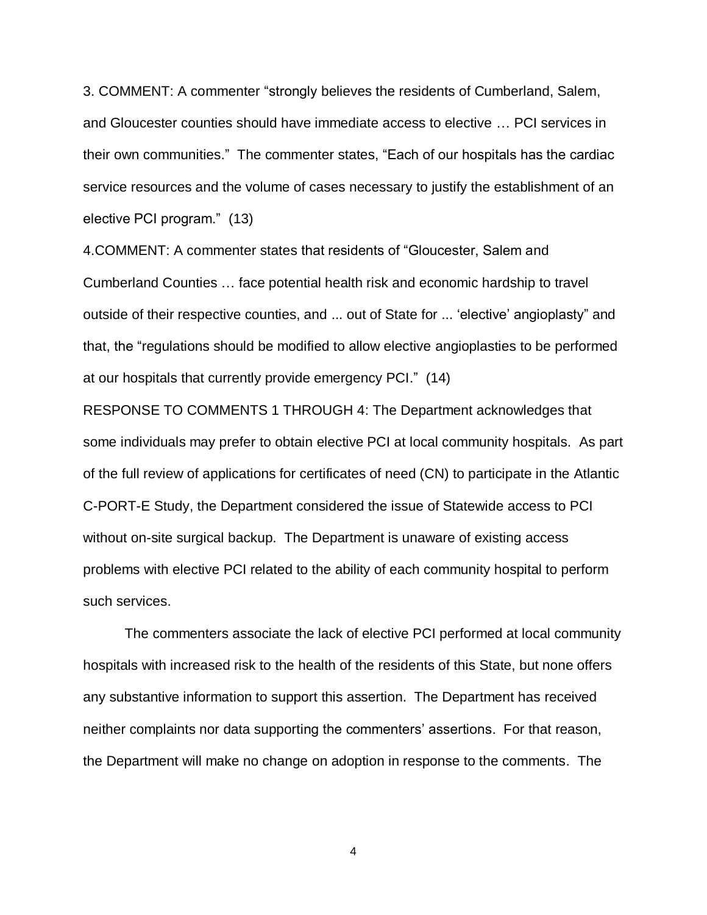3. COMMENT: A commenter "strongly believes the residents of Cumberland, Salem, and Gloucester counties should have immediate access to elective … PCI services in their own communities." The commenter states, "Each of our hospitals has the cardiac service resources and the volume of cases necessary to justify the establishment of an elective PCI program." (13)

4.COMMENT: A commenter states that residents of "Gloucester, Salem and Cumberland Counties … face potential health risk and economic hardship to travel outside of their respective counties, and ... out of State for ... 'elective' angioplasty" and that, the "regulations should be modified to allow elective angioplasties to be performed at our hospitals that currently provide emergency PCI." (14)

RESPONSE TO COMMENTS 1 THROUGH 4: The Department acknowledges that some individuals may prefer to obtain elective PCI at local community hospitals. As part of the full review of applications for certificates of need (CN) to participate in the Atlantic C-PORT-E Study, the Department considered the issue of Statewide access to PCI without on-site surgical backup. The Department is unaware of existing access problems with elective PCI related to the ability of each community hospital to perform such services.

The commenters associate the lack of elective PCI performed at local community hospitals with increased risk to the health of the residents of this State, but none offers any substantive information to support this assertion. The Department has received neither complaints nor data supporting the commenters' assertions. For that reason, the Department will make no change on adoption in response to the comments. The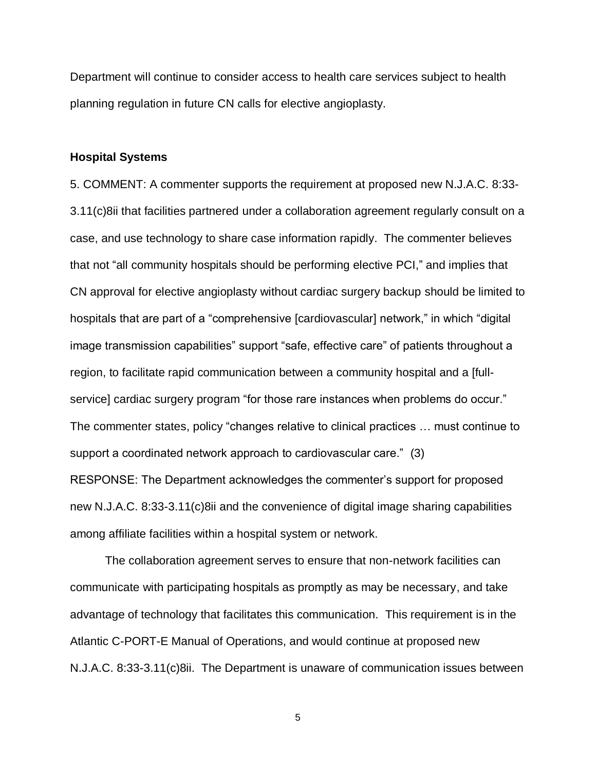Department will continue to consider access to health care services subject to health planning regulation in future CN calls for elective angioplasty.

**Hospital Systems**

5. COMMENT: A commenter supports the requirement at proposed new N.J.A.C. 8:33-3.11(c)8ii that facilities partnered under a collaboration agreement regularly consult on a case, and use technology to share case information rapidly. The commenter believes that not "all community hospitals should be performing elective PCI," and implies that CN approval for elective angioplasty without cardiac surgery backup should be limited to hospitals that are part of a "comprehensive [cardiovascular] network," in which "digital image transmission capabilities" support "safe, effective care" of patients throughout a region, to facilitate rapid communication between a community hospital and a [full-service] cardiac surgery program "for those rare instances when problems do occur." The commenter states, policy "changes relative to clinical practices … must continue to support a coordinated network approach to cardiovascular care." (3)

RESPONSE: The Department acknowledges the commenter's support for proposed new N.J.A.C. 8:33-3.11(c)8ii and the convenience of digital image sharing capabilities among affiliate facilities within a hospital system or network.

The collaboration agreement serves to ensure that non-network facilities can communicate with participating hospitals as promptly as may be necessary, and take advantage of technology that facilitates this communication. This requirement is in the Atlantic C-PORT-E Manual of Operations, and would continue at proposed new N.J.A.C. 8:33-3.11(c)8ii. The Department is unaware of communication issues between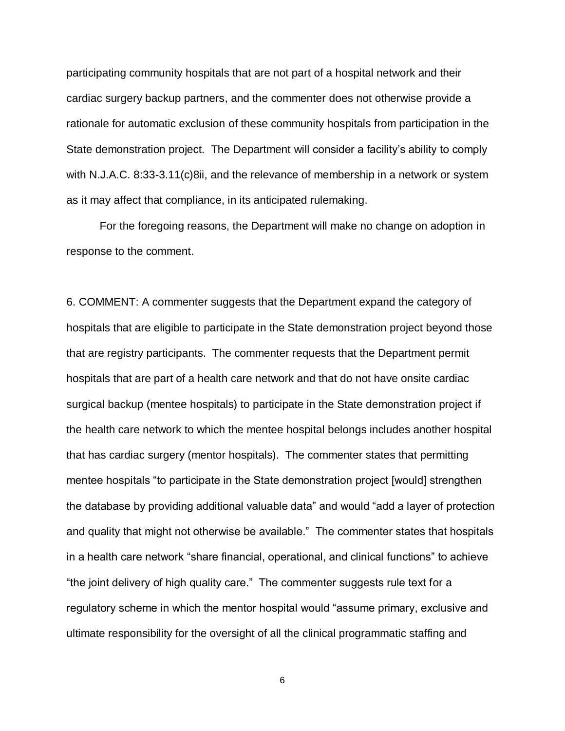participating community hospitals that are not part of a hospital network and their cardiac surgery backup partners, and the commenter does not otherwise provide a rationale for automatic exclusion of these community hospitals from participation in the State demonstration project. The Department will consider a facility's ability to comply with N.J.A.C. 8:33-3.11(c)8ii, and the relevance of membership in a network or system as it may affect that compliance, in its anticipated rulemaking.

For the foregoing reasons, the Department will make no change on adoption in response to the comment.

6. COMMENT: A commenter suggests that the Department expand the category of hospitals that are eligible to participate in the State demonstration project beyond those that are registry participants. The commenter requests that the Department permit hospitals that are part of a health care network and that do not have onsite cardiac surgical backup (mentee hospitals) to participate in the State demonstration project if the health care network to which the mentee hospital belongs includes another hospital that has cardiac surgery (mentor hospitals). The commenter states that permitting mentee hospitals "to participate in the State demonstration project [would] strengthen the database by providing additional valuable data" and would "add a layer of protection and quality that might not otherwise be available." The commenter states that hospitals in a health care network "share financial, operational, and clinical functions" to achieve "the joint delivery of high quality care." The commenter suggests rule text for a regulatory scheme in which the mentor hospital would "assume primary, exclusive and ultimate responsibility for the oversight of all the clinical programmatic staffing and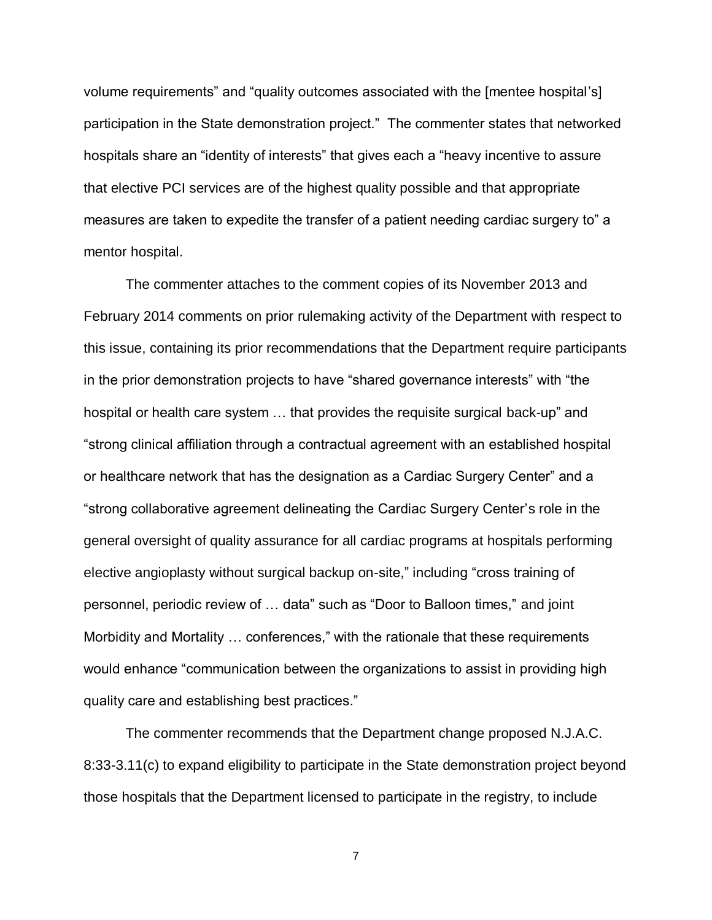volume requirements" and "quality outcomes associated with the [mentee hospital's] participation in the State demonstration project." The commenter states that networked hospitals share an "identity of interests" that gives each a "heavy incentive to assure that elective PCI services are of the highest quality possible and that appropriate measures are taken to expedite the transfer of a patient needing cardiac surgery to" a mentor hospital.

The commenter attaches to the comment copies of its November 2013 and February 2014 comments on prior rulemaking activity of the Department with respect to this issue, containing its prior recommendations that the Department require participants in the prior demonstration projects to have "shared governance interests" with "the hospital or health care system … that provides the requisite surgical back-up" and "strong clinical affiliation through a contractual agreement with an established hospital or healthcare network that has the designation as a Cardiac Surgery Center" and a "strong collaborative agreement delineating the Cardiac Surgery Center's role in the general oversight of quality assurance for all cardiac programs at hospitals performing elective angioplasty without surgical backup on-site," including "cross training of personnel, periodic review of … data" such as "Door to Balloon times," and joint Morbidity and Mortality … conferences," with the rationale that these requirements would enhance "communication between the organizations to assist in providing high quality care and establishing best practices."

The commenter recommends that the Department change proposed N.J.A.C. 8:33-3.11(c) to expand eligibility to participate in the State demonstration project beyond those hospitals that the Department licensed to participate in the registry, to include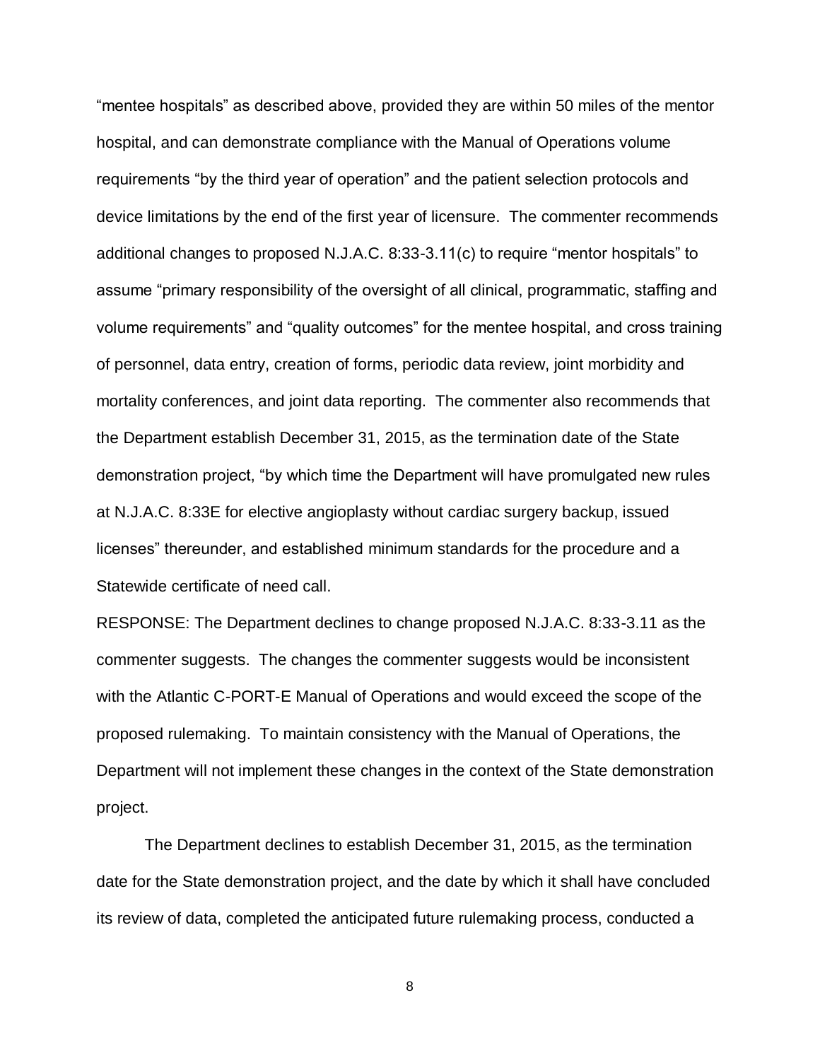"mentee hospitals" as described above, provided they are within 50 miles of the mentor hospital, and can demonstrate compliance with the Manual of Operations volume requirements "by the third year of operation" and the patient selection protocols and device limitations by the end of the first year of licensure. The commenter recommends additional changes to proposed N.J.A.C. 8:33-3.11(c) to require "mentor hospitals" to assume "primary responsibility of the oversight of all clinical, programmatic, staffing and volume requirements" and "quality outcomes" for the mentee hospital, and cross training of personnel, data entry, creation of forms, periodic data review, joint morbidity and mortality conferences, and joint data reporting. The commenter also recommends that the Department establish December 31, 2015, as the termination date of the State demonstration project, "by which time the Department will have promulgated new rules at N.J.A.C. 8:33E for elective angioplasty without cardiac surgery backup, issued licenses" thereunder, and established minimum standards for the procedure and a Statewide certificate of need call.

RESPONSE: The Department declines to change proposed N.J.A.C. 8:33-3.11 as the commenter suggests. The changes the commenter suggests would be inconsistent with the Atlantic C-PORT-E Manual of Operations and would exceed the scope of the proposed rulemaking. To maintain consistency with the Manual of Operations, the Department will not implement these changes in the context of the State demonstration project.

The Department declines to establish December 31, 2015, as the termination date for the State demonstration project, and the date by which it shall have concluded its review of data, completed the anticipated future rulemaking process, conducted a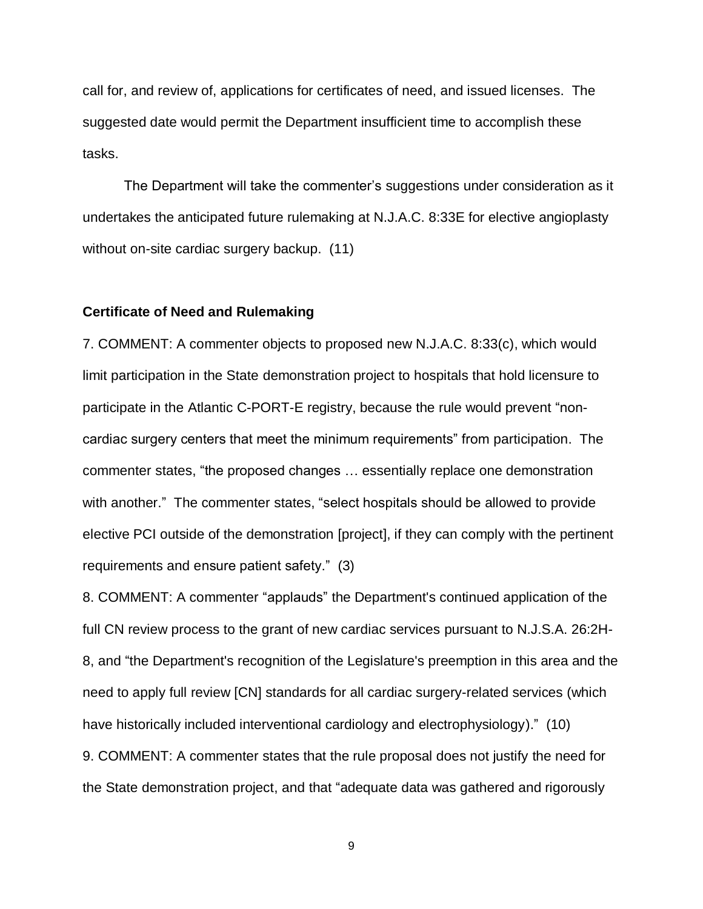call for, and review of, applications for certificates of need, and issued licenses. The suggested date would permit the Department insufficient time to accomplish these tasks.

The Department will take the commenter's suggestions under consideration as it undertakes the anticipated future rulemaking at N.J.A.C. 8:33E for elective angioplasty without on-site cardiac surgery backup. (11)

**Certificate of Need and Rulemaking**

7. COMMENT: A commenter objects to proposed new N.J.A.C. 8:33(c), which would limit participation in the State demonstration project to hospitals that hold licensure to participate in the Atlantic C-PORT-E registry, because the rule would prevent "non-cardiac surgery centers that meet the minimum requirements" from participation. The commenter states, "the proposed changes … essentially replace one demonstration with another." The commenter states, "select hospitals should be allowed to provide elective PCI outside of the demonstration [project], if they can comply with the pertinent requirements and ensure patient safety." (3)

8. COMMENT: A commenter "applauds" the Department's continued application of the full CN review process to the grant of new cardiac services pursuant to N.J.S.A. 26:2H-8, and "the Department's recognition of the Legislature's preemption in this area and the need to apply full review [CN] standards for all cardiac surgery-related services (which have historically included interventional cardiology and electrophysiology)." (10)

9. COMMENT: A commenter states that the rule proposal does not justify the need for the State demonstration project, and that "adequate data was gathered and rigorously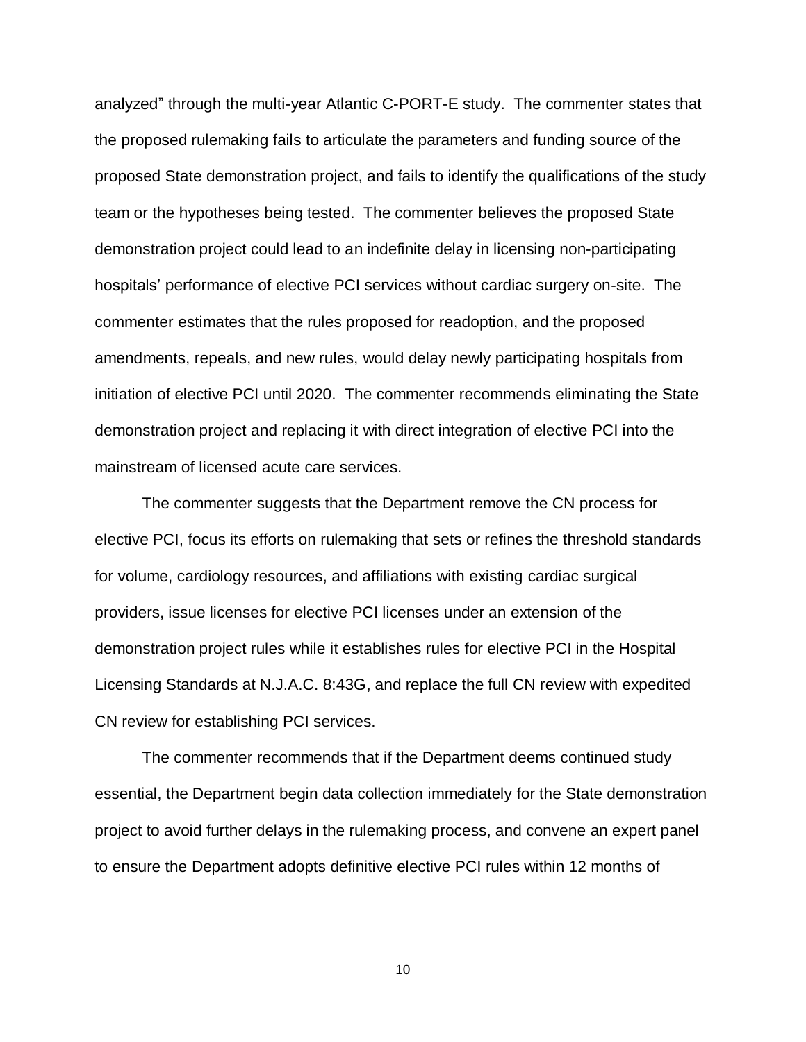analyzed" through the multi-year Atlantic C-PORT-E study. The commenter states that the proposed rulemaking fails to articulate the parameters and funding source of the proposed State demonstration project, and fails to identify the qualifications of the study team or the hypotheses being tested. The commenter believes the proposed State demonstration project could lead to an indefinite delay in licensing non-participating hospitals' performance of elective PCI services without cardiac surgery on-site. The commenter estimates that the rules proposed for readoption, and the proposed amendments, repeals, and new rules, would delay newly participating hospitals from initiation of elective PCI until 2020. The commenter recommends eliminating the State demonstration project and replacing it with direct integration of elective PCI into the mainstream of licensed acute care services.

The commenter suggests that the Department remove the CN process for elective PCI, focus its efforts on rulemaking that sets or refines the threshold standards for volume, cardiology resources, and affiliations with existing cardiac surgical providers, issue licenses for elective PCI licenses under an extension of the demonstration project rules while it establishes rules for elective PCI in the Hospital Licensing Standards at N.J.A.C. 8:43G, and replace the full CN review with expedited CN review for establishing PCI services.

The commenter recommends that if the Department deems continued study essential, the Department begin data collection immediately for the State demonstration project to avoid further delays in the rulemaking process, and convene an expert panel to ensure the Department adopts definitive elective PCI rules within 12 months of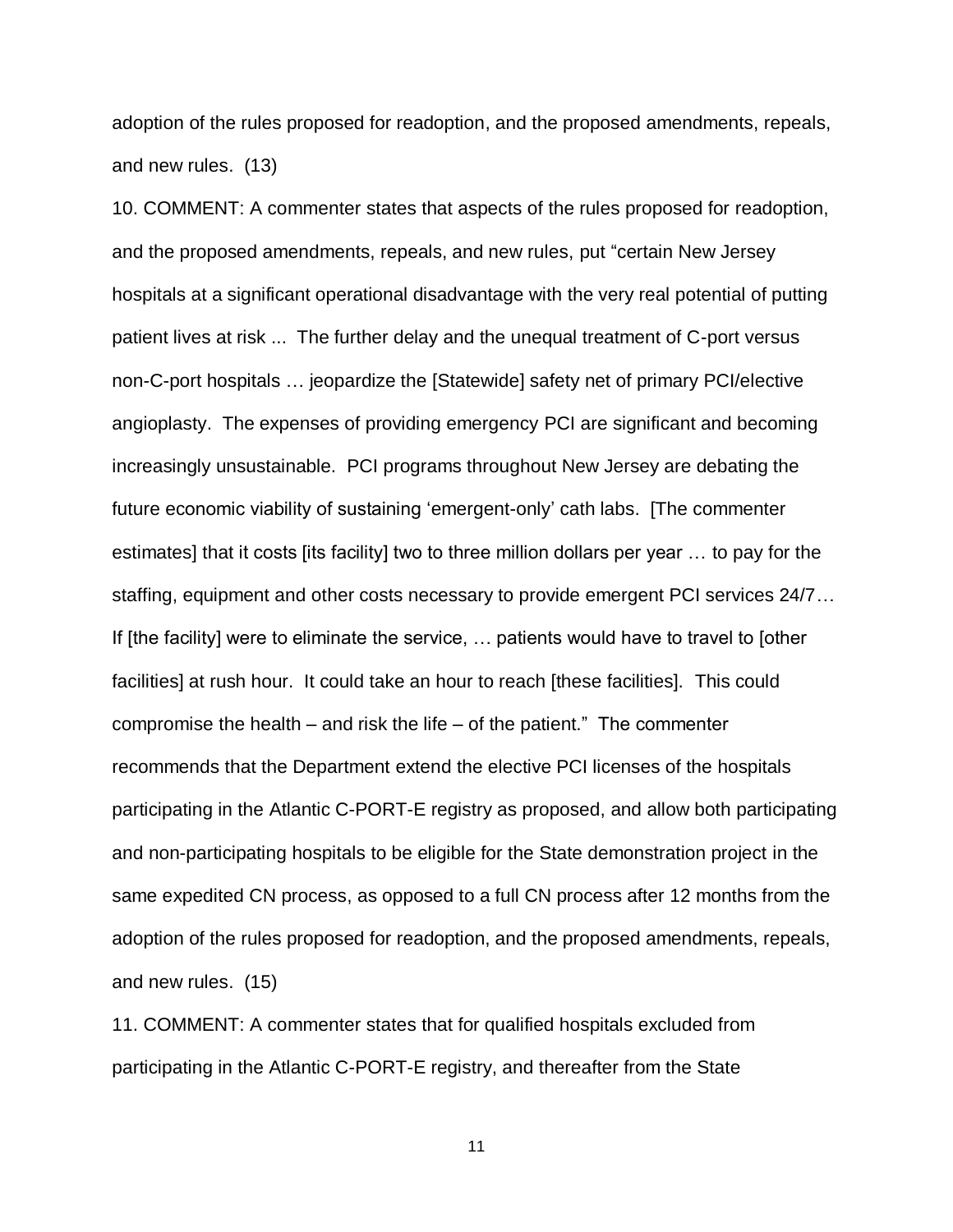adoption of the rules proposed for readoption, and the proposed amendments, repeals, and new rules. (13)

10. COMMENT: A commenter states that aspects of the rules proposed for readoption, and the proposed amendments, repeals, and new rules, put "certain New Jersey hospitals at a significant operational disadvantage with the very real potential of putting patient lives at risk ... The further delay and the unequal treatment of C-port versus non-C-port hospitals … jeopardize the [Statewide] safety net of primary PCI/elective angioplasty. The expenses of providing emergency PCI are significant and becoming increasingly unsustainable. PCI programs throughout New Jersey are debating the future economic viability of sustaining 'emergent-only' cath labs. [The commenter estimates] that it costs [its facility] two to three million dollars per year … to pay for the staffing, equipment and other costs necessary to provide emergent PCI services 24/7… If [the facility] were to eliminate the service, … patients would have to travel to [other facilities] at rush hour. It could take an hour to reach [these facilities]. This could compromise the health – and risk the life – of the patient." The commenter recommends that the Department extend the elective PCI licenses of the hospitals participating in the Atlantic C-PORT-E registry as proposed, and allow both participating and non-participating hospitals to be eligible for the State demonstration project in the same expedited CN process, as opposed to a full CN process after 12 months from the adoption of the rules proposed for readoption, and the proposed amendments, repeals, and new rules. (15)

11. COMMENT: A commenter states that for qualified hospitals excluded from participating in the Atlantic C-PORT-E registry, and thereafter from the State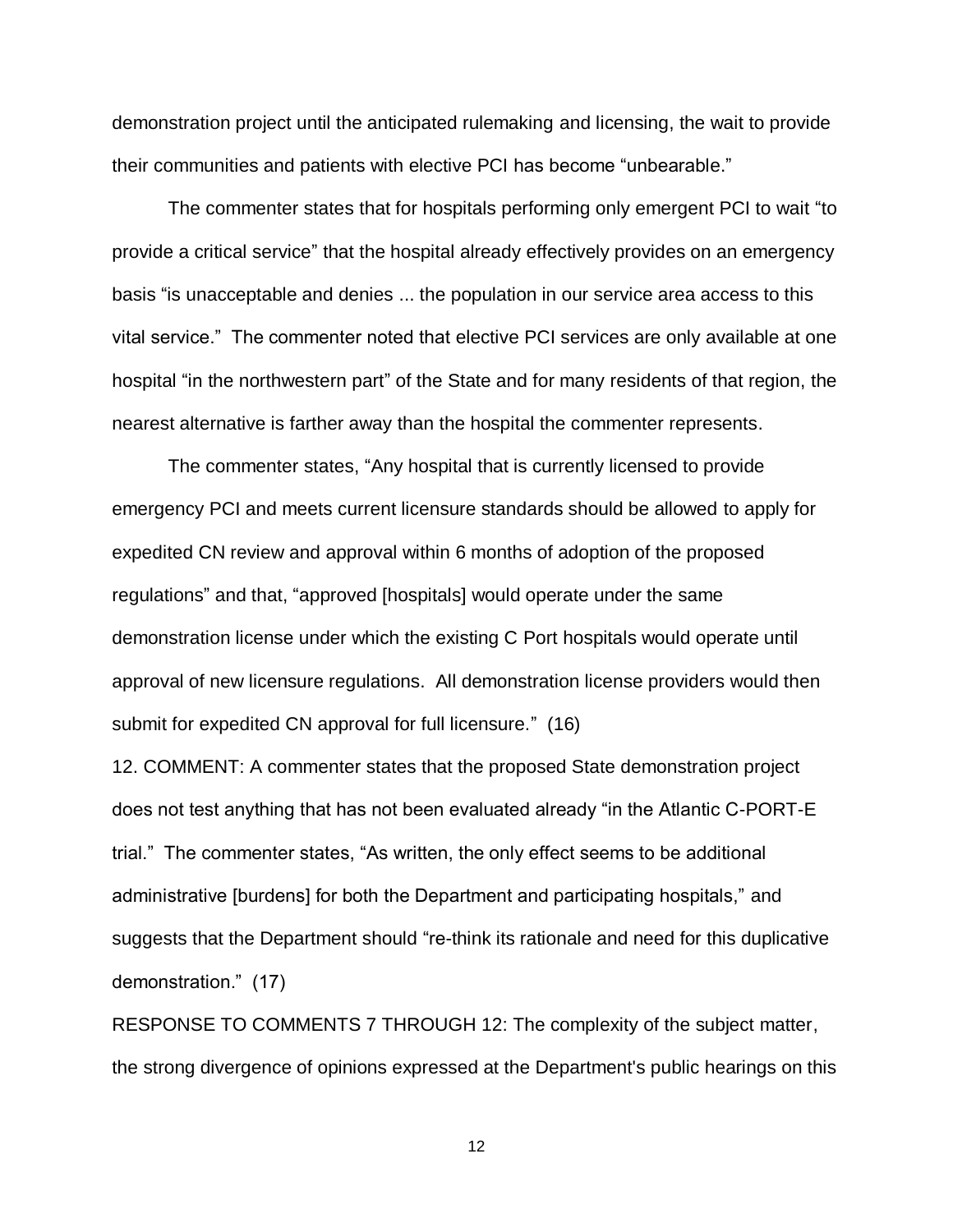demonstration project until the anticipated rulemaking and licensing, the wait to provide their communities and patients with elective PCI has become "unbearable."

The commenter states that for hospitals performing only emergent PCI to wait "to provide a critical service" that the hospital already effectively provides on an emergency basis "is unacceptable and denies ... the population in our service area access to this vital service." The commenter noted that elective PCI services are only available at one hospital "in the northwestern part" of the State and for many residents of that region, the nearest alternative is farther away than the hospital the commenter represents.

The commenter states, "Any hospital that is currently licensed to provide emergency PCI and meets current licensure standards should be allowed to apply for expedited CN review and approval within 6 months of adoption of the proposed regulations" and that, "approved [hospitals] would operate under the same demonstration license under which the existing C Port hospitals would operate until approval of new licensure regulations. All demonstration license providers would then submit for expedited CN approval for full licensure." (16)

12. COMMENT: A commenter states that the proposed State demonstration project does not test anything that has not been evaluated already "in the Atlantic C-PORT-E trial." The commenter states, "As written, the only effect seems to be additional administrative [burdens] for both the Department and participating hospitals," and suggests that the Department should "re-think its rationale and need for this duplicative demonstration." (17)

RESPONSE TO COMMENTS 7 THROUGH 12: The complexity of the subject matter, the strong divergence of opinions expressed at the Department's public hearings on this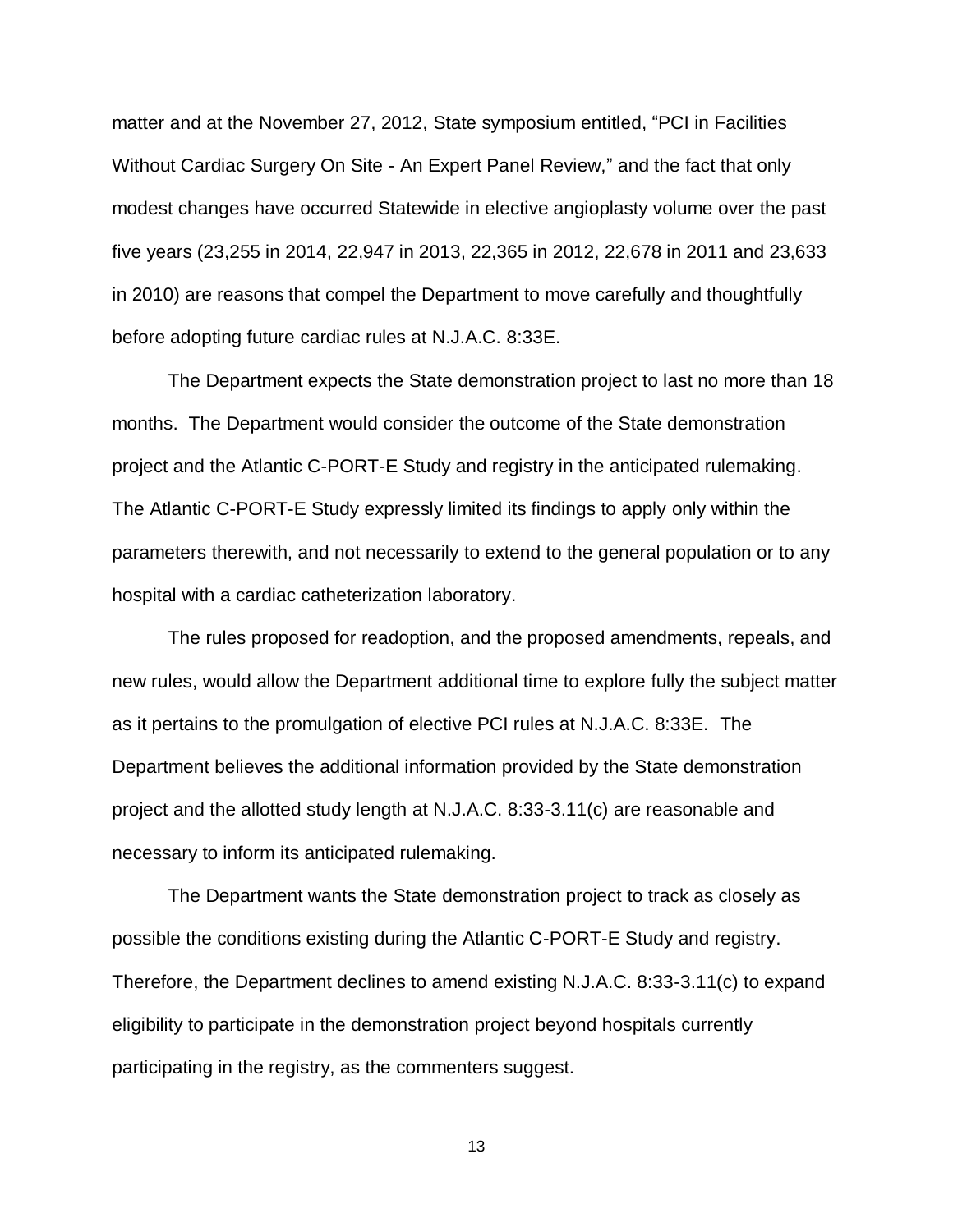matter and at the November 27, 2012, State symposium entitled, “PCI in Facilities Without Cardiac Surgery On Site - An Expert Panel Review,” and the fact that only modest changes have occurred Statewide in elective angioplasty volume over the past five years (23,255 in 2014, 22,947 in 2013, 22,365 in 2012, 22,678 in 2011 and 23,633 in 2010) are reasons that compel the Department to move carefully and thoughtfully before adopting future cardiac rules at N.J.A.C. 8:33E.

The Department expects the State demonstration project to last no more than 18 months. The Department would consider the outcome of the State demonstration project and the Atlantic C-PORT-E Study and registry in the anticipated rulemaking. The Atlantic C-PORT-E Study expressly limited its findings to apply only within the parameters therewith, and not necessarily to extend to the general population or to any hospital with a cardiac catheterization laboratory.

The rules proposed for readoption, and the proposed amendments, repeals, and new rules, would allow the Department additional time to explore fully the subject matter as it pertains to the promulgation of elective PCI rules at N.J.A.C. 8:33E. The Department believes the additional information provided by the State demonstration project and the allotted study length at N.J.A.C. 8:33-3.11(c) are reasonable and necessary to inform its anticipated rulemaking.

The Department wants the State demonstration project to track as closely as possible the conditions existing during the Atlantic C-PORT-E Study and registry. Therefore, the Department declines to amend existing N.J.A.C. 8:33-3.11(c) to expand eligibility to participate in the demonstration project beyond hospitals currently participating in the registry, as the commenters suggest.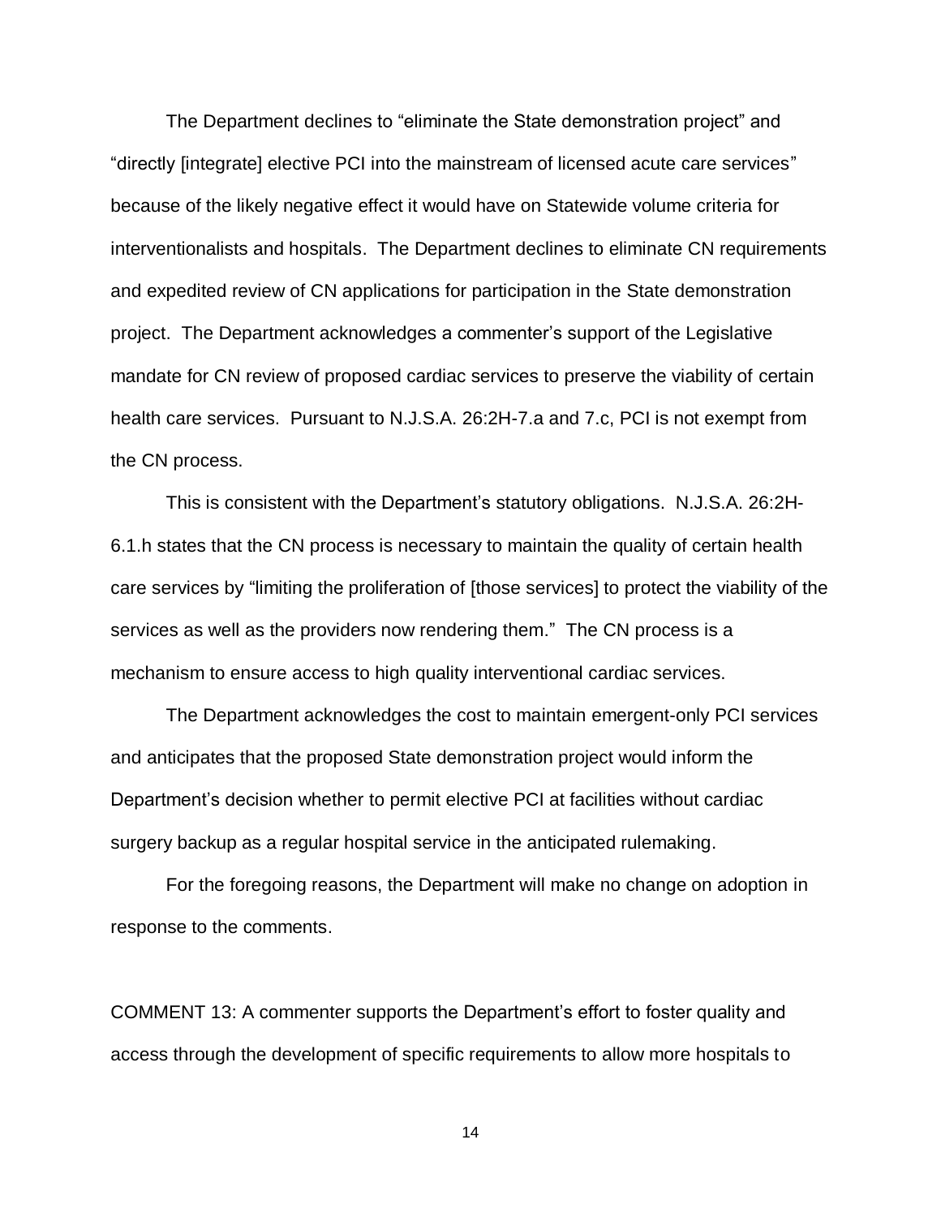The Department declines to “eliminate the State demonstration project” and “directly [integrate] elective PCI into the mainstream of licensed acute care services” because of the likely negative effect it would have on Statewide volume criteria for interventionalists and hospitals. The Department declines to eliminate CN requirements and expedited review of CN applications for participation in the State demonstration project. The Department acknowledges a commenter’s support of the Legislative mandate for CN review of proposed cardiac services to preserve the viability of certain health care services. Pursuant to N.J.S.A. 26:2H-7.a and 7.c, PCI is not exempt from the CN process.

This is consistent with the Department’s statutory obligations. N.J.S.A. 26:2H-6.1.h states that the CN process is necessary to maintain the quality of certain health care services by “limiting the proliferation of [those services] to protect the viability of the services as well as the providers now rendering them.” The CN process is a mechanism to ensure access to high quality interventional cardiac services.

The Department acknowledges the cost to maintain emergent-only PCI services and anticipates that the proposed State demonstration project would inform the Department’s decision whether to permit elective PCI at facilities without cardiac surgery backup as a regular hospital service in the anticipated rulemaking.

For the foregoing reasons, the Department will make no change on adoption in response to the comments.

COMMENT 13: A commenter supports the Department’s effort to foster quality and access through the development of specific requirements to allow more hospitals to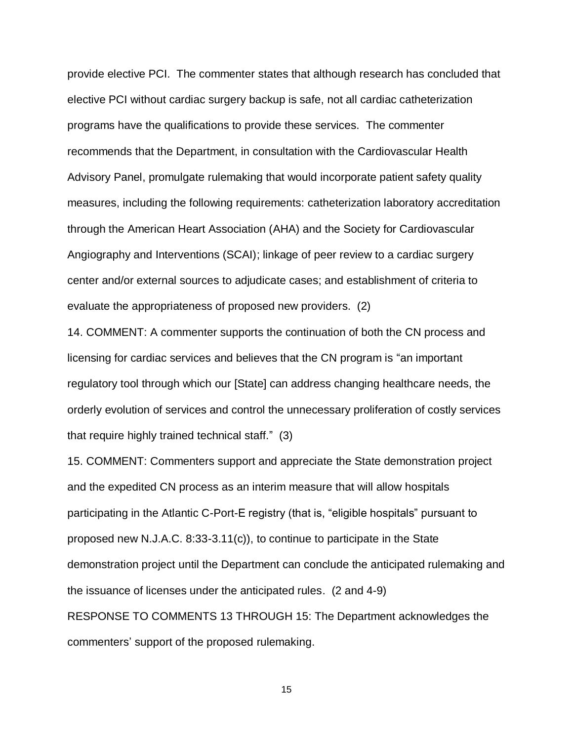provide elective PCI. The commenter states that although research has concluded that elective PCI without cardiac surgery backup is safe, not all cardiac catheterization programs have the qualifications to provide these services. The commenter recommends that the Department, in consultation with the Cardiovascular Health Advisory Panel, promulgate rulemaking that would incorporate patient safety quality measures, including the following requirements: catheterization laboratory accreditation through the American Heart Association (AHA) and the Society for Cardiovascular Angiography and Interventions (SCAI); linkage of peer review to a cardiac surgery center and/or external sources to adjudicate cases; and establishment of criteria to evaluate the appropriateness of proposed new providers. (2)

14. COMMENT: A commenter supports the continuation of both the CN process and licensing for cardiac services and believes that the CN program is "an important regulatory tool through which our [State] can address changing healthcare needs, the orderly evolution of services and control the unnecessary proliferation of costly services that require highly trained technical staff." (3)

15. COMMENT: Commenters support and appreciate the State demonstration project and the expedited CN process as an interim measure that will allow hospitals participating in the Atlantic C-Port-E registry (that is, "eligible hospitals" pursuant to proposed new N.J.A.C. 8:33-3.11(c)), to continue to participate in the State demonstration project until the Department can conclude the anticipated rulemaking and the issuance of licenses under the anticipated rules. (2 and 4-9)

RESPONSE TO COMMENTS 13 THROUGH 15: The Department acknowledges the commenters' support of the proposed rulemaking.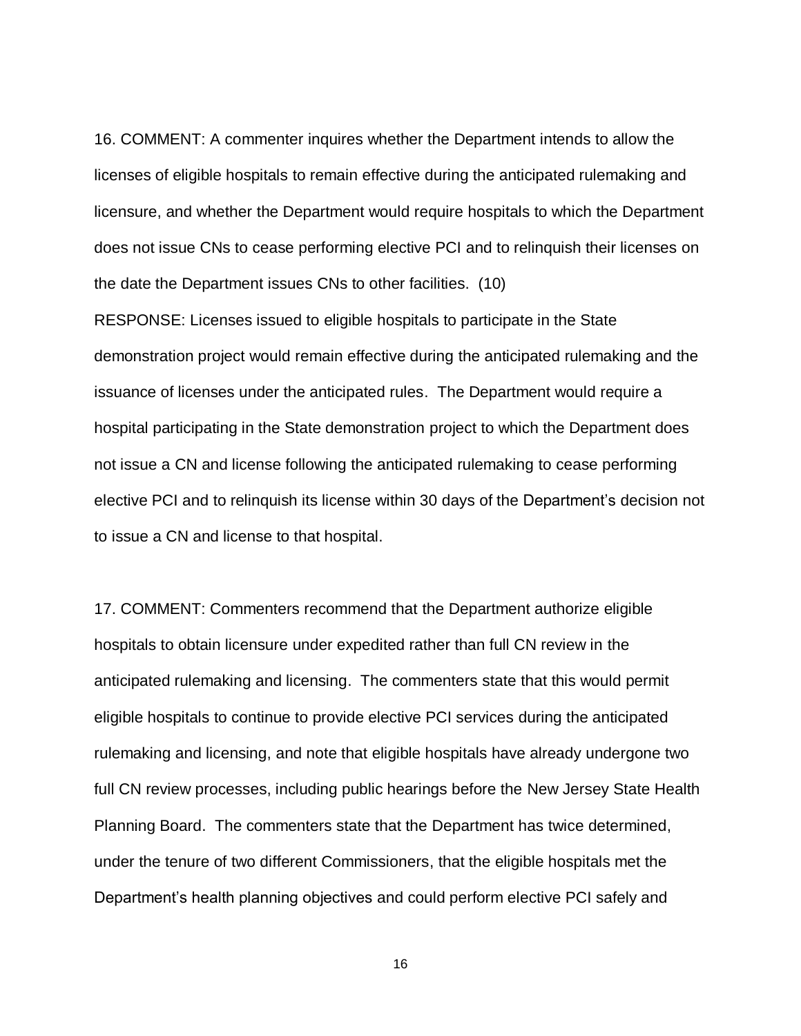16. COMMENT: A commenter inquires whether the Department intends to allow the licenses of eligible hospitals to remain effective during the anticipated rulemaking and licensure, and whether the Department would require hospitals to which the Department does not issue CNs to cease performing elective PCI and to relinquish their licenses on the date the Department issues CNs to other facilities. (10)

RESPONSE: Licenses issued to eligible hospitals to participate in the State demonstration project would remain effective during the anticipated rulemaking and the issuance of licenses under the anticipated rules. The Department would require a hospital participating in the State demonstration project to which the Department does not issue a CN and license following the anticipated rulemaking to cease performing elective PCI and to relinquish its license within 30 days of the Department's decision not to issue a CN and license to that hospital.

17. COMMENT: Commenters recommend that the Department authorize eligible hospitals to obtain licensure under expedited rather than full CN review in the anticipated rulemaking and licensing. The commenters state that this would permit eligible hospitals to continue to provide elective PCI services during the anticipated rulemaking and licensing, and note that eligible hospitals have already undergone two full CN review processes, including public hearings before the New Jersey State Health Planning Board. The commenters state that the Department has twice determined, under the tenure of two different Commissioners, that the eligible hospitals met the Department's health planning objectives and could perform elective PCI safely and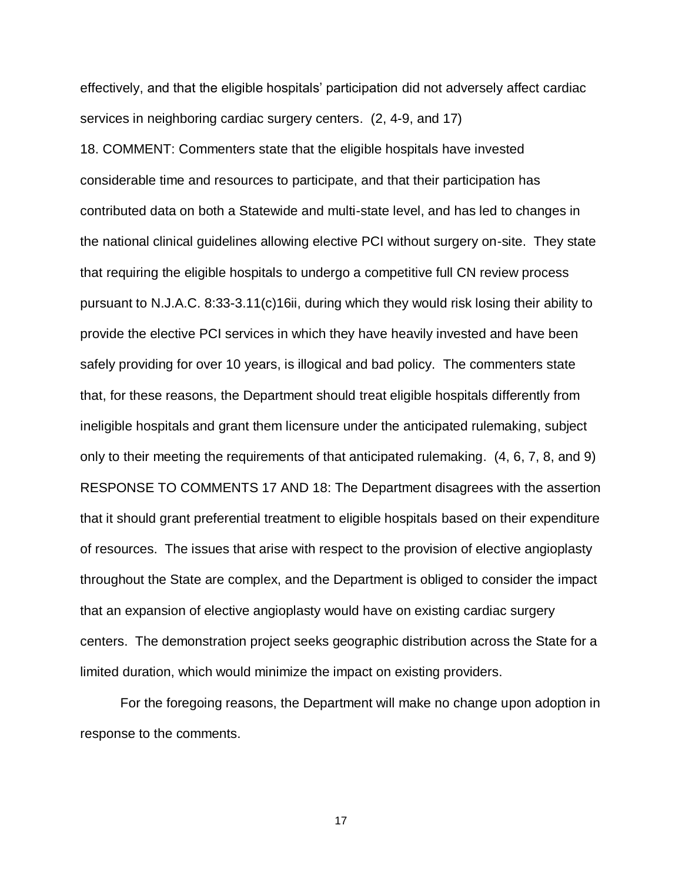effectively, and that the eligible hospitals' participation did not adversely affect cardiac services in neighboring cardiac surgery centers. (2, 4-9, and 17)

18. COMMENT: Commenters state that the eligible hospitals have invested considerable time and resources to participate, and that their participation has contributed data on both a Statewide and multi-state level, and has led to changes in the national clinical guidelines allowing elective PCI without surgery on-site. They state that requiring the eligible hospitals to undergo a competitive full CN review process pursuant to N.J.A.C. 8:33-3.11(c)16ii, during which they would risk losing their ability to provide the elective PCI services in which they have heavily invested and have been safely providing for over 10 years, is illogical and bad policy. The commenters state that, for these reasons, the Department should treat eligible hospitals differently from ineligible hospitals and grant them licensure under the anticipated rulemaking, subject only to their meeting the requirements of that anticipated rulemaking. (4, 6, 7, 8, and 9)

RESPONSE TO COMMENTS 17 AND 18: The Department disagrees with the assertion that it should grant preferential treatment to eligible hospitals based on their expenditure of resources. The issues that arise with respect to the provision of elective angioplasty throughout the State are complex, and the Department is obliged to consider the impact that an expansion of elective angioplasty would have on existing cardiac surgery centers. The demonstration project seeks geographic distribution across the State for a limited duration, which would minimize the impact on existing providers.

For the foregoing reasons, the Department will make no change upon adoption in response to the comments.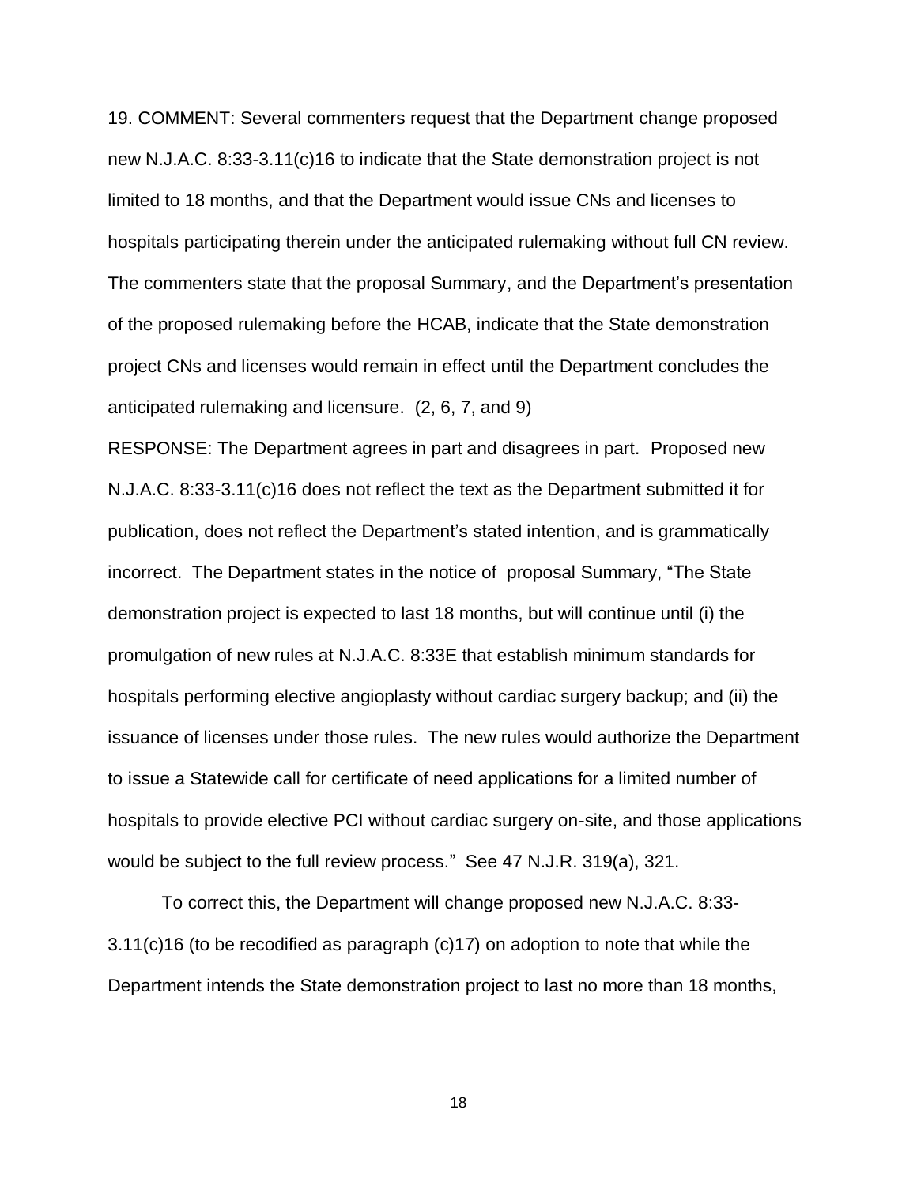19. COMMENT: Several commenters request that the Department change proposed new N.J.A.C. 8:33-3.11(c)16 to indicate that the State demonstration project is not limited to 18 months, and that the Department would issue CNs and licenses to hospitals participating therein under the anticipated rulemaking without full CN review. The commenters state that the proposal Summary, and the Department's presentation of the proposed rulemaking before the HCAB, indicate that the State demonstration project CNs and licenses would remain in effect until the Department concludes the anticipated rulemaking and licensure. (2, 6, 7, and 9)

RESPONSE: The Department agrees in part and disagrees in part. Proposed new N.J.A.C. 8:33-3.11(c)16 does not reflect the text as the Department submitted it for publication, does not reflect the Department's stated intention, and is grammatically incorrect. The Department states in the notice of proposal Summary, "The State demonstration project is expected to last 18 months, but will continue until (i) the promulgation of new rules at N.J.A.C. 8:33E that establish minimum standards for hospitals performing elective angioplasty without cardiac surgery backup; and (ii) the issuance of licenses under those rules. The new rules would authorize the Department to issue a Statewide call for certificate of need applications for a limited number of hospitals to provide elective PCI without cardiac surgery on-site, and those applications would be subject to the full review process." See 47 N.J.R. 319(a), 321.

To correct this, the Department will change proposed new N.J.A.C. 8:33-3.11(c)16 (to be recodified as paragraph (c)17) on adoption to note that while the Department intends the State demonstration project to last no more than 18 months,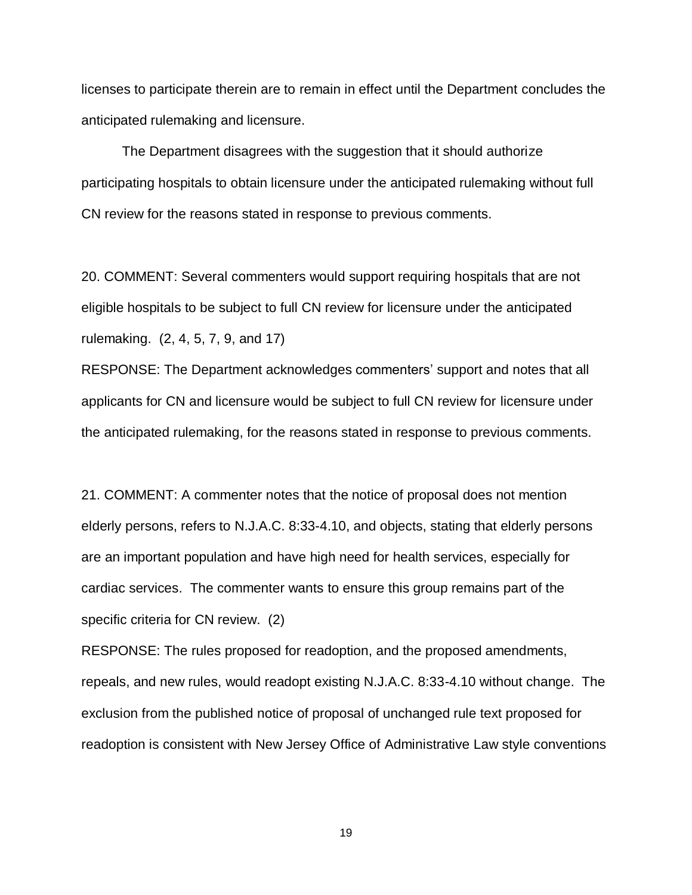licenses to participate therein are to remain in effect until the Department concludes the anticipated rulemaking and licensure.

The Department disagrees with the suggestion that it should authorize participating hospitals to obtain licensure under the anticipated rulemaking without full CN review for the reasons stated in response to previous comments.

20. COMMENT: Several commenters would support requiring hospitals that are not eligible hospitals to be subject to full CN review for licensure under the anticipated rulemaking. (2, 4, 5, 7, 9, and 17)

RESPONSE: The Department acknowledges commenters' support and notes that all applicants for CN and licensure would be subject to full CN review for licensure under the anticipated rulemaking, for the reasons stated in response to previous comments.

21. COMMENT: A commenter notes that the notice of proposal does not mention elderly persons, refers to N.J.A.C. 8:33-4.10, and objects, stating that elderly persons are an important population and have high need for health services, especially for cardiac services. The commenter wants to ensure this group remains part of the specific criteria for CN review. (2)

RESPONSE: The rules proposed for readoption, and the proposed amendments, repeals, and new rules, would readopt existing N.J.A.C. 8:33-4.10 without change. The exclusion from the published notice of proposal of unchanged rule text proposed for readoption is consistent with New Jersey Office of Administrative Law style conventions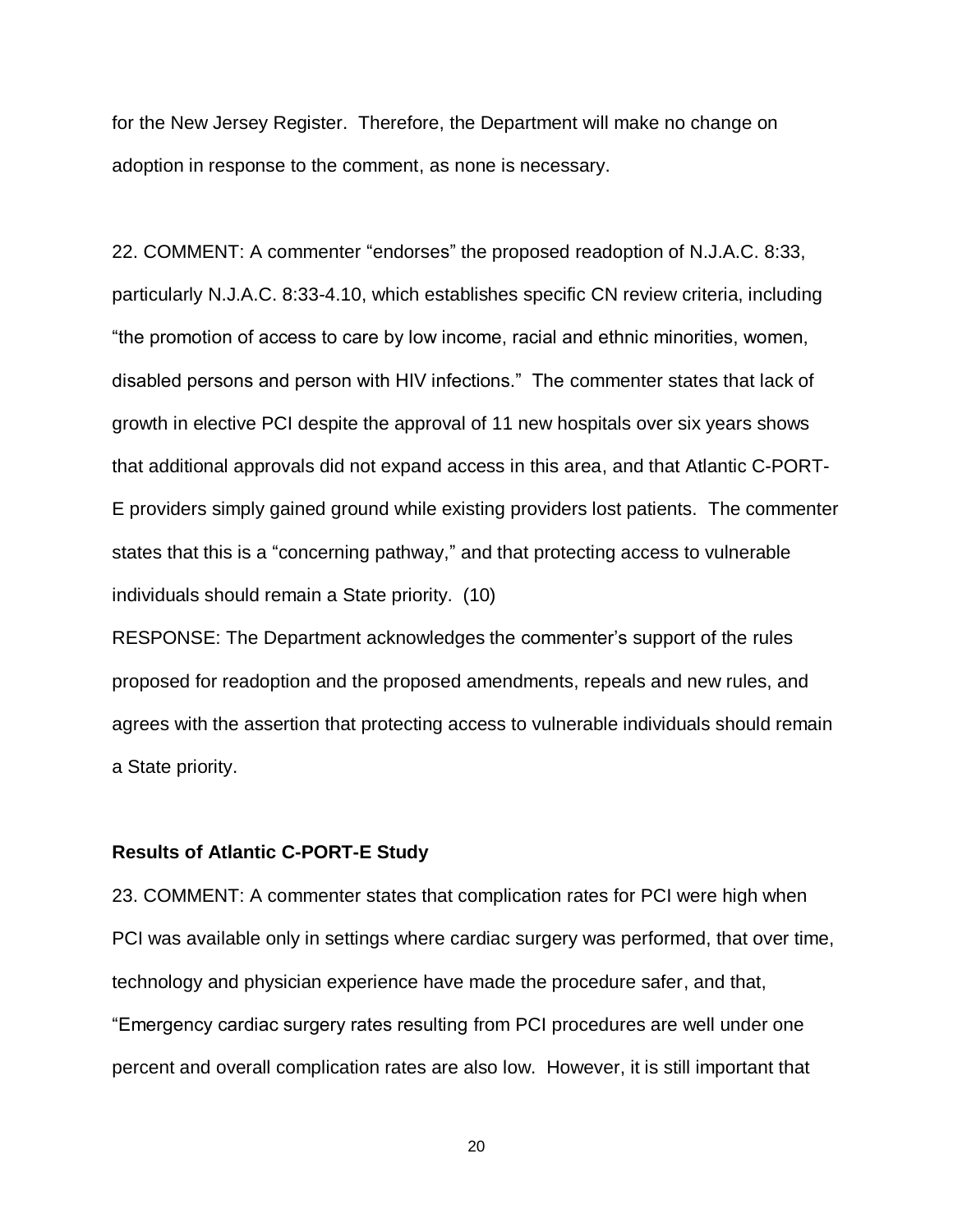for the New Jersey Register. Therefore, the Department will make no change on adoption in response to the comment, as none is necessary.

22. COMMENT: A commenter "endorses" the proposed readoption of N.J.A.C. 8:33, particularly N.J.A.C. 8:33-4.10, which establishes specific CN review criteria, including "the promotion of access to care by low income, racial and ethnic minorities, women, disabled persons and person with HIV infections." The commenter states that lack of growth in elective PCI despite the approval of 11 new hospitals over six years shows that additional approvals did not expand access in this area, and that Atlantic C-PORT-E providers simply gained ground while existing providers lost patients. The commenter states that this is a "concerning pathway," and that protecting access to vulnerable individuals should remain a State priority. (10)

RESPONSE: The Department acknowledges the commenter's support of the rules proposed for readoption and the proposed amendments, repeals and new rules, and agrees with the assertion that protecting access to vulnerable individuals should remain a State priority.

**Results of Atlantic C-PORT-E Study**

23. COMMENT: A commenter states that complication rates for PCI were high when PCI was available only in settings where cardiac surgery was performed, that over time, technology and physician experience have made the procedure safer, and that, "Emergency cardiac surgery rates resulting from PCI procedures are well under one percent and overall complication rates are also low. However, it is still important that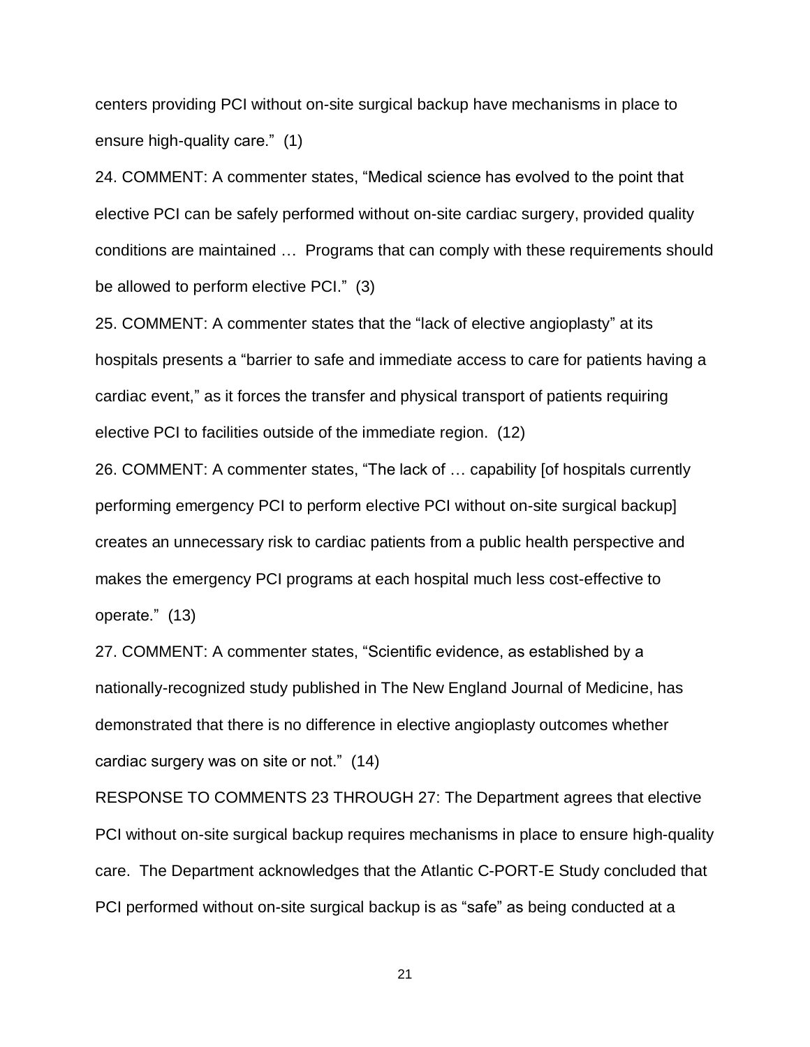centers providing PCI without on-site surgical backup have mechanisms in place to ensure high-quality care." (1)

24. COMMENT: A commenter states, "Medical science has evolved to the point that elective PCI can be safely performed without on-site cardiac surgery, provided quality conditions are maintained … Programs that can comply with these requirements should be allowed to perform elective PCI." (3)

25. COMMENT: A commenter states that the "lack of elective angioplasty" at its hospitals presents a "barrier to safe and immediate access to care for patients having a cardiac event," as it forces the transfer and physical transport of patients requiring elective PCI to facilities outside of the immediate region. (12)

26. COMMENT: A commenter states, "The lack of … capability [of hospitals currently performing emergency PCI to perform elective PCI without on-site surgical backup] creates an unnecessary risk to cardiac patients from a public health perspective and makes the emergency PCI programs at each hospital much less cost-effective to operate." (13)

27. COMMENT: A commenter states, "Scientific evidence, as established by a nationally-recognized study published in The New England Journal of Medicine, has demonstrated that there is no difference in elective angioplasty outcomes whether cardiac surgery was on site or not." (14)

RESPONSE TO COMMENTS 23 THROUGH 27: The Department agrees that elective PCI without on-site surgical backup requires mechanisms in place to ensure high-quality care. The Department acknowledges that the Atlantic C-PORT-E Study concluded that PCI performed without on-site surgical backup is as "safe" as being conducted at a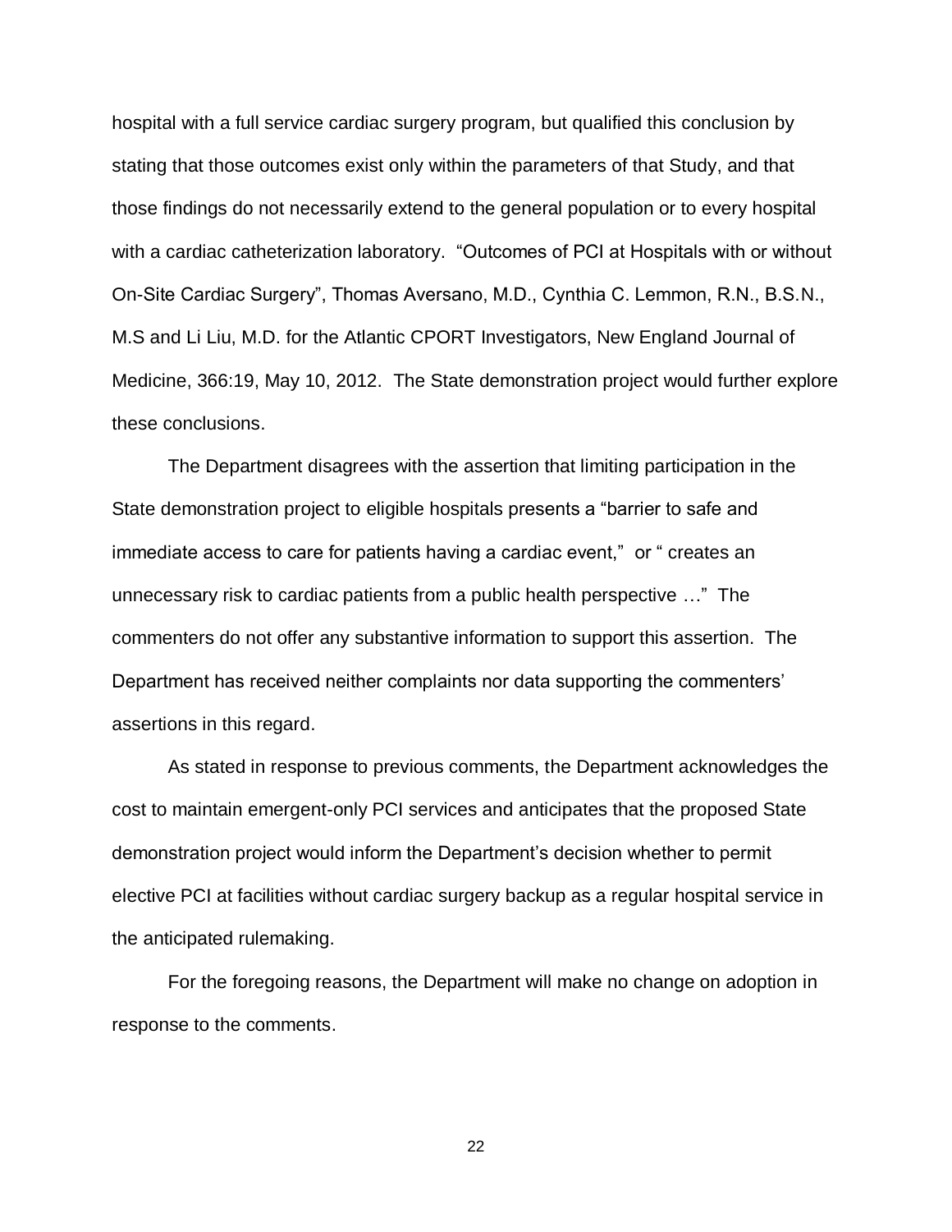hospital with a full service cardiac surgery program, but qualified this conclusion by stating that those outcomes exist only within the parameters of that Study, and that those findings do not necessarily extend to the general population or to every hospital with a cardiac catheterization laboratory. "Outcomes of PCI at Hospitals with or without On-Site Cardiac Surgery", Thomas Aversano, M.D., Cynthia C. Lemmon, R.N., B.S.N., M.S and Li Liu, M.D. for the Atlantic CPORT Investigators, New England Journal of Medicine, 366:19, May 10, 2012. The State demonstration project would further explore these conclusions.

The Department disagrees with the assertion that limiting participation in the State demonstration project to eligible hospitals presents a "barrier to safe and immediate access to care for patients having a cardiac event," or " creates an unnecessary risk to cardiac patients from a public health perspective …" The commenters do not offer any substantive information to support this assertion. The Department has received neither complaints nor data supporting the commenters' assertions in this regard.

As stated in response to previous comments, the Department acknowledges the cost to maintain emergent-only PCI services and anticipates that the proposed State demonstration project would inform the Department's decision whether to permit elective PCI at facilities without cardiac surgery backup as a regular hospital service in the anticipated rulemaking.

For the foregoing reasons, the Department will make no change on adoption in response to the comments.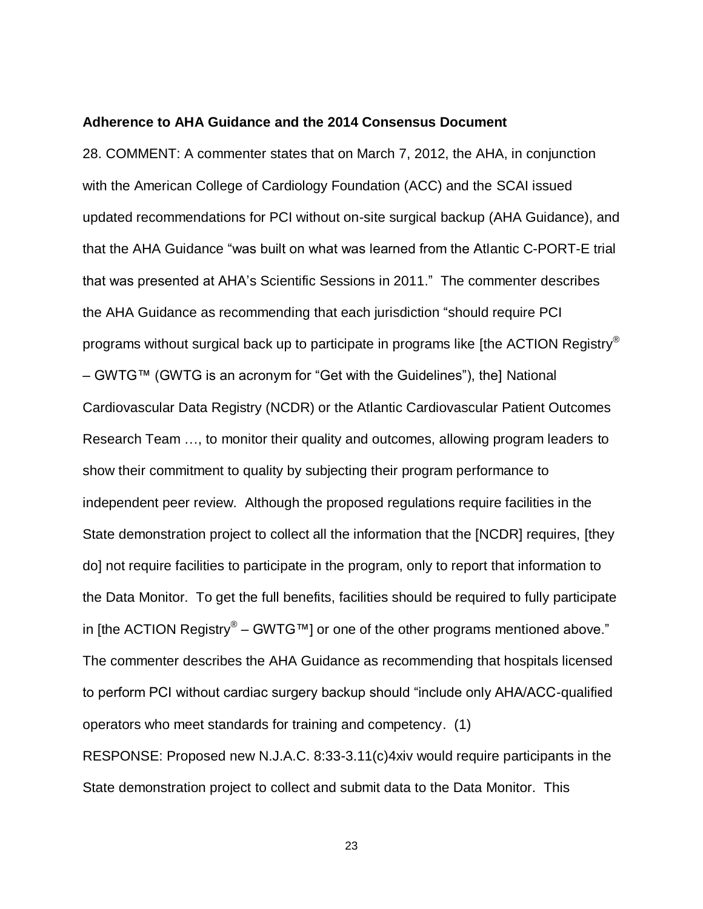**Adherence to AHA Guidance and the 2014 Consensus Document**

28. COMMENT: A commenter states that on March 7, 2012, the AHA, in conjunction with the American College of Cardiology Foundation (ACC) and the SCAI issued updated recommendations for PCI without on-site surgical backup (AHA Guidance), and that the AHA Guidance "was built on what was learned from the Atlantic C-PORT-E trial that was presented at AHA's Scientific Sessions in 2011." The commenter describes the AHA Guidance as recommending that each jurisdiction "should require PCI programs without surgical back up to participate in programs like [the ACTION Registry® – GWTG™ (GWTG is an acronym for "Get with the Guidelines"), the] National Cardiovascular Data Registry (NCDR) or the Atlantic Cardiovascular Patient Outcomes Research Team …, to monitor their quality and outcomes, allowing program leaders to show their commitment to quality by subjecting their program performance to independent peer review. Although the proposed regulations require facilities in the State demonstration project to collect all the information that the [NCDR] requires, [they do] not require facilities to participate in the program, only to report that information to the Data Monitor. To get the full benefits, facilities should be required to fully participate in [the ACTION Registry® – GWTG™] or one of the other programs mentioned above." The commenter describes the AHA Guidance as recommending that hospitals licensed to perform PCI without cardiac surgery backup should "include only AHA/ACC-qualified operators who meet standards for training and competency. (1)

RESPONSE: Proposed new N.J.A.C. 8:33-3.11(c)4xiv would require participants in the State demonstration project to collect and submit data to the Data Monitor. This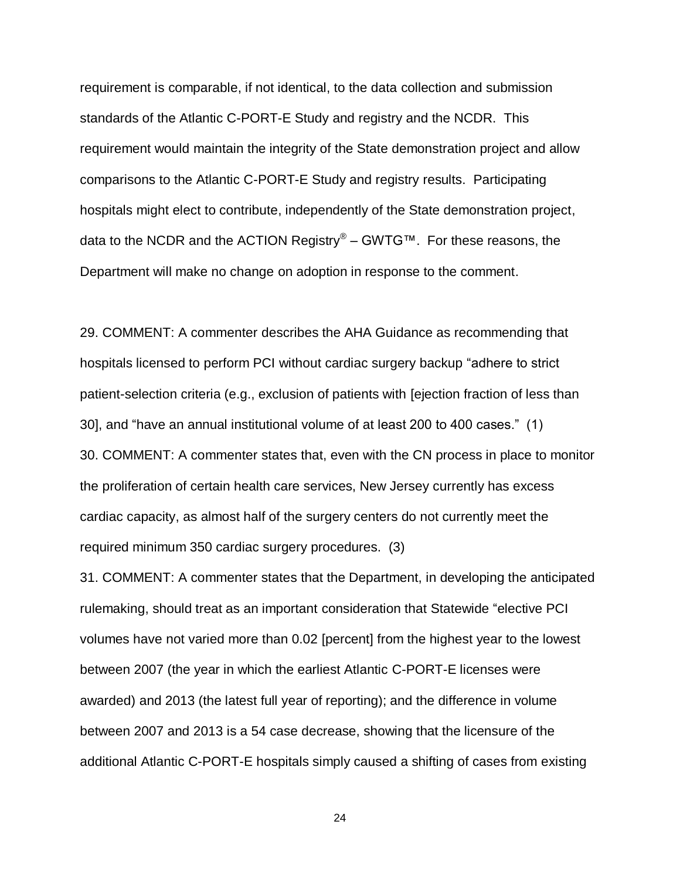requirement is comparable, if not identical, to the data collection and submission standards of the Atlantic C-PORT-E Study and registry and the NCDR. This requirement would maintain the integrity of the State demonstration project and allow comparisons to the Atlantic C-PORT-E Study and registry results. Participating hospitals might elect to contribute, independently of the State demonstration project, data to the NCDR and the ACTION Registry® – GWTG™. For these reasons, the Department will make no change on adoption in response to the comment.

29. COMMENT: A commenter describes the AHA Guidance as recommending that hospitals licensed to perform PCI without cardiac surgery backup "adhere to strict patient-selection criteria (e.g., exclusion of patients with [ejection fraction of less than 30], and "have an annual institutional volume of at least 200 to 400 cases." (1)

30. COMMENT: A commenter states that, even with the CN process in place to monitor the proliferation of certain health care services, New Jersey currently has excess cardiac capacity, as almost half of the surgery centers do not currently meet the required minimum 350 cardiac surgery procedures. (3)

31. COMMENT: A commenter states that the Department, in developing the anticipated rulemaking, should treat as an important consideration that Statewide "elective PCI volumes have not varied more than 0.02 [percent] from the highest year to the lowest between 2007 (the year in which the earliest Atlantic C-PORT-E licenses were awarded) and 2013 (the latest full year of reporting); and the difference in volume between 2007 and 2013 is a 54 case decrease, showing that the licensure of the additional Atlantic C-PORT-E hospitals simply caused a shifting of cases from existing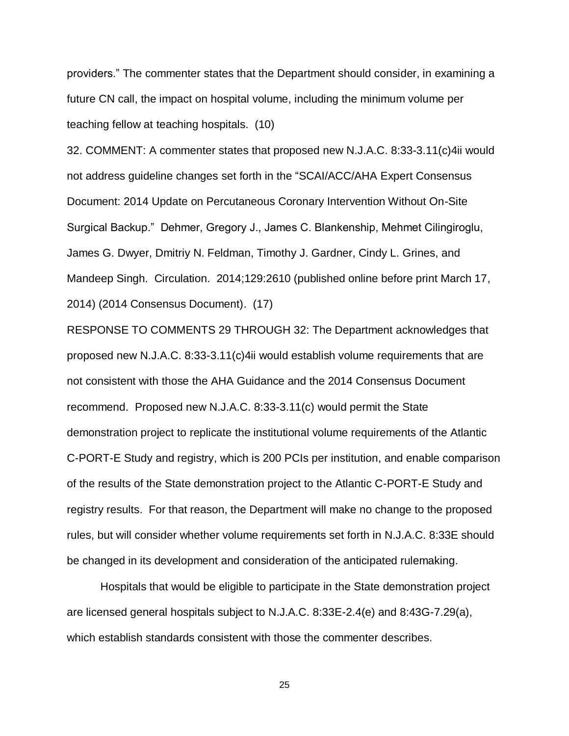providers." The commenter states that the Department should consider, in examining a future CN call, the impact on hospital volume, including the minimum volume per teaching fellow at teaching hospitals. (10)

32. COMMENT: A commenter states that proposed new N.J.A.C. 8:33-3.11(c)4ii would not address guideline changes set forth in the "SCAI/ACC/AHA Expert Consensus Document: 2014 Update on Percutaneous Coronary Intervention Without On-Site Surgical Backup." Dehmer, Gregory J., James C. Blankenship, Mehmet Cilingiroglu, James G. Dwyer, Dmitriy N. Feldman, Timothy J. Gardner, Cindy L. Grines, and Mandeep Singh. Circulation. 2014;129:2610 (published online before print March 17, 2014) (2014 Consensus Document). (17)

RESPONSE TO COMMENTS 29 THROUGH 32: The Department acknowledges that proposed new N.J.A.C. 8:33-3.11(c)4ii would establish volume requirements that are not consistent with those the AHA Guidance and the 2014 Consensus Document recommend. Proposed new N.J.A.C. 8:33-3.11(c) would permit the State demonstration project to replicate the institutional volume requirements of the Atlantic C-PORT-E Study and registry, which is 200 PCIs per institution, and enable comparison of the results of the State demonstration project to the Atlantic C-PORT-E Study and registry results. For that reason, the Department will make no change to the proposed rules, but will consider whether volume requirements set forth in N.J.A.C. 8:33E should be changed in its development and consideration of the anticipated rulemaking.

Hospitals that would be eligible to participate in the State demonstration project are licensed general hospitals subject to N.J.A.C. 8:33E-2.4(e) and 8:43G-7.29(a), which establish standards consistent with those the commenter describes.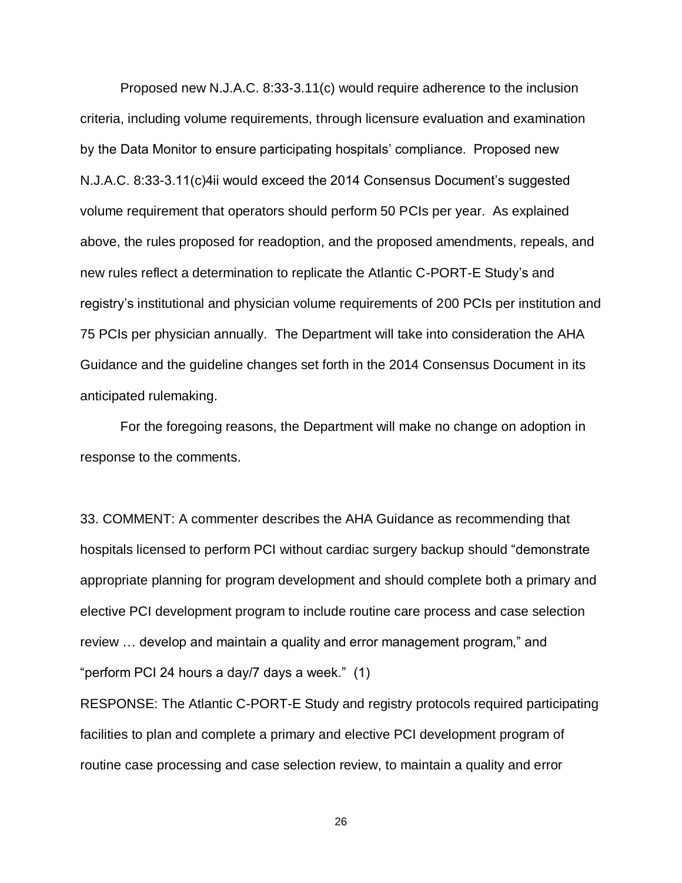Proposed new N.J.A.C. 8:33-3.11(c) would require adherence to the inclusion criteria, including volume requirements, through licensure evaluation and examination by the Data Monitor to ensure participating hospitals' compliance. Proposed new N.J.A.C. 8:33-3.11(c)4ii would exceed the 2014 Consensus Document's suggested volume requirement that operators should perform 50 PCIs per year. As explained above, the rules proposed for readoption, and the proposed amendments, repeals, and new rules reflect a determination to replicate the Atlantic C-PORT-E Study's and registry's institutional and physician volume requirements of 200 PCIs per institution and 75 PCIs per physician annually. The Department will take into consideration the AHA Guidance and the guideline changes set forth in the 2014 Consensus Document in its anticipated rulemaking.

For the foregoing reasons, the Department will make no change on adoption in response to the comments.

33. COMMENT: A commenter describes the AHA Guidance as recommending that hospitals licensed to perform PCI without cardiac surgery backup should "demonstrate appropriate planning for program development and should complete both a primary and elective PCI development program to include routine care process and case selection review … develop and maintain a quality and error management program," and "perform PCI 24 hours a day/7 days a week." (1)

RESPONSE: The Atlantic C-PORT-E Study and registry protocols required participating facilities to plan and complete a primary and elective PCI development program of routine case processing and case selection review, to maintain a quality and error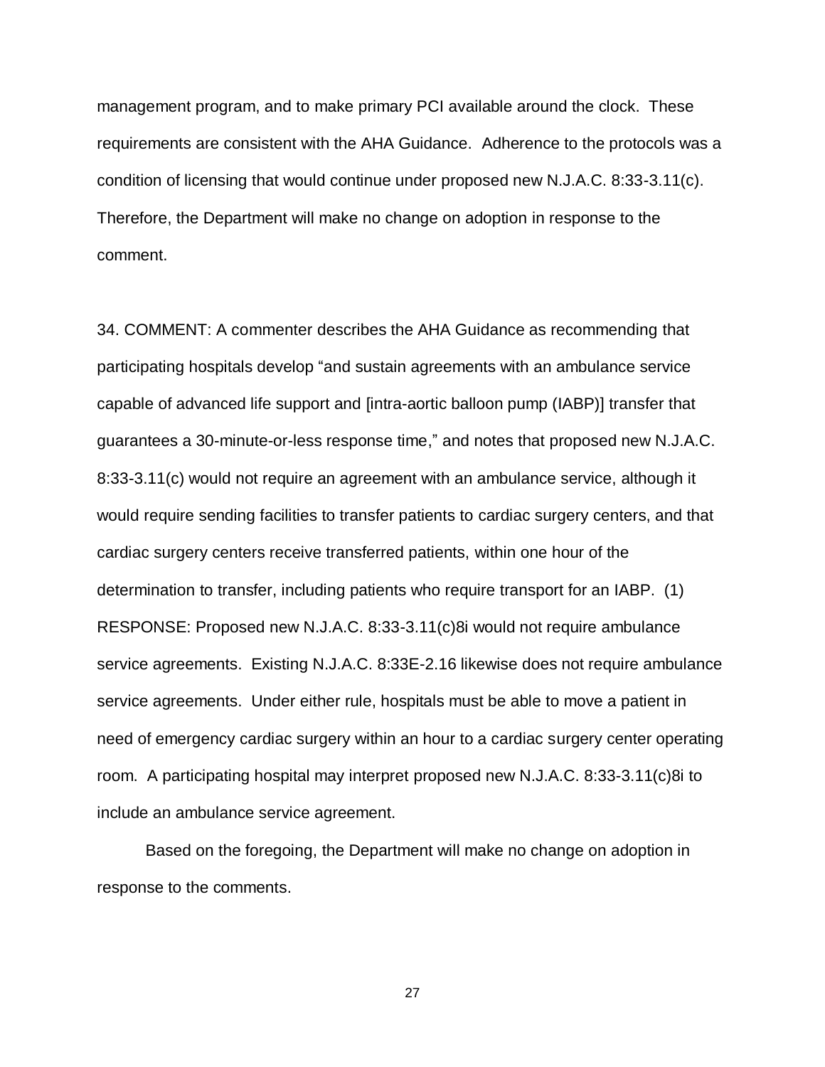management program, and to make primary PCI available around the clock. These requirements are consistent with the AHA Guidance. Adherence to the protocols was a condition of licensing that would continue under proposed new N.J.A.C. 8:33-3.11(c). Therefore, the Department will make no change on adoption in response to the comment.

34. COMMENT: A commenter describes the AHA Guidance as recommending that participating hospitals develop "and sustain agreements with an ambulance service capable of advanced life support and [intra-aortic balloon pump (IABP)] transfer that guarantees a 30-minute-or-less response time," and notes that proposed new N.J.A.C. 8:33-3.11(c) would not require an agreement with an ambulance service, although it would require sending facilities to transfer patients to cardiac surgery centers, and that cardiac surgery centers receive transferred patients, within one hour of the determination to transfer, including patients who require transport for an IABP. (1)

RESPONSE: Proposed new N.J.A.C. 8:33-3.11(c)8i would not require ambulance service agreements. Existing N.J.A.C. 8:33E-2.16 likewise does not require ambulance service agreements. Under either rule, hospitals must be able to move a patient in need of emergency cardiac surgery within an hour to a cardiac surgery center operating room. A participating hospital may interpret proposed new N.J.A.C. 8:33-3.11(c)8i to include an ambulance service agreement.

Based on the foregoing, the Department will make no change on adoption in response to the comments.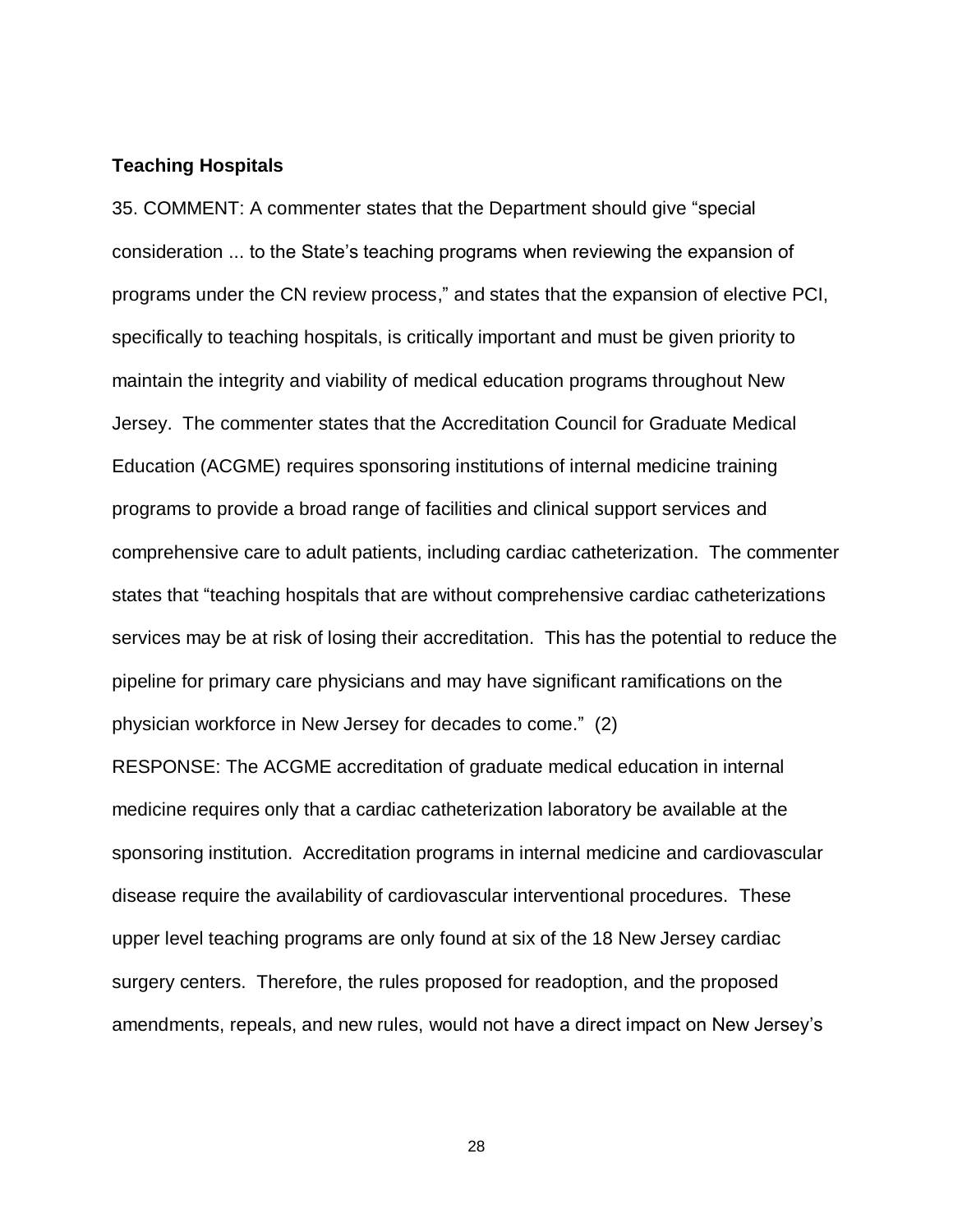**Teaching Hospitals**

35. COMMENT: A commenter states that the Department should give "special consideration ... to the State's teaching programs when reviewing the expansion of programs under the CN review process," and states that the expansion of elective PCI, specifically to teaching hospitals, is critically important and must be given priority to maintain the integrity and viability of medical education programs throughout New Jersey. The commenter states that the Accreditation Council for Graduate Medical Education (ACGME) requires sponsoring institutions of internal medicine training programs to provide a broad range of facilities and clinical support services and comprehensive care to adult patients, including cardiac catheterization. The commenter states that "teaching hospitals that are without comprehensive cardiac catheterizations services may be at risk of losing their accreditation. This has the potential to reduce the pipeline for primary care physicians and may have significant ramifications on the physician workforce in New Jersey for decades to come." (2)

RESPONSE: The ACGME accreditation of graduate medical education in internal medicine requires only that a cardiac catheterization laboratory be available at the sponsoring institution. Accreditation programs in internal medicine and cardiovascular disease require the availability of cardiovascular interventional procedures. These upper level teaching programs are only found at six of the 18 New Jersey cardiac surgery centers. Therefore, the rules proposed for readoption, and the proposed amendments, repeals, and new rules, would not have a direct impact on New Jersey's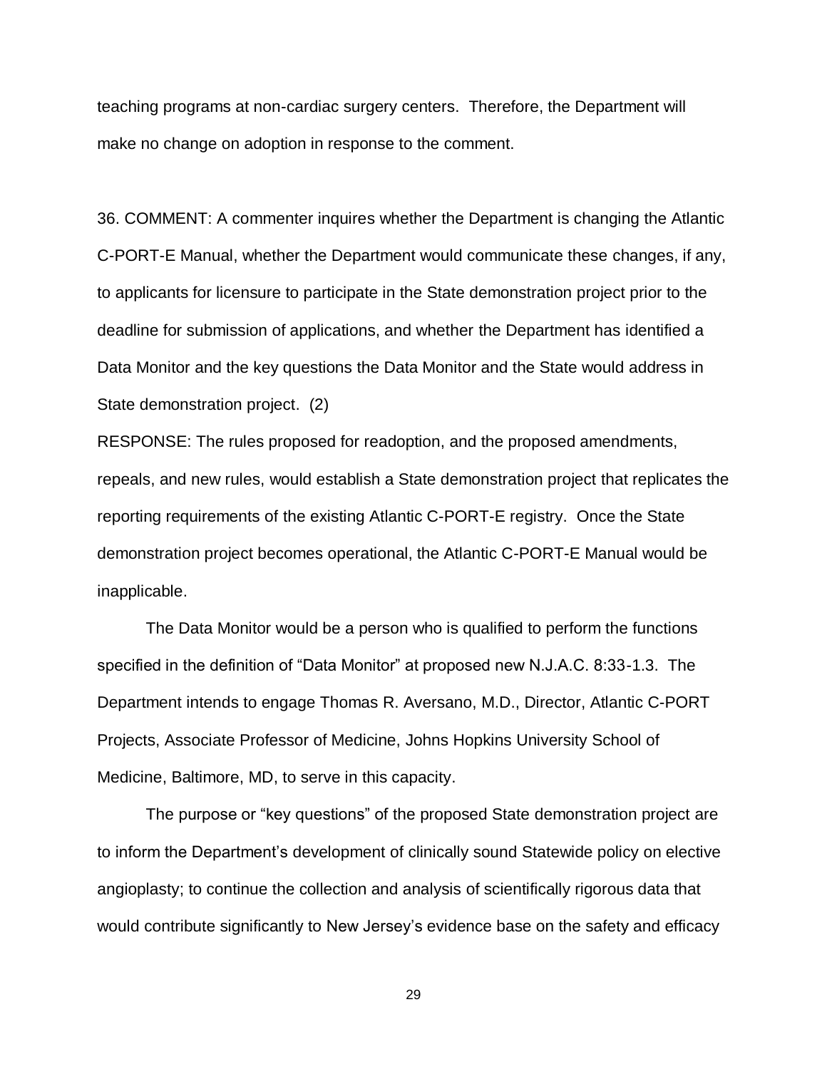teaching programs at non-cardiac surgery centers. Therefore, the Department will make no change on adoption in response to the comment.

36. COMMENT: A commenter inquires whether the Department is changing the Atlantic C-PORT-E Manual, whether the Department would communicate these changes, if any, to applicants for licensure to participate in the State demonstration project prior to the deadline for submission of applications, and whether the Department has identified a Data Monitor and the key questions the Data Monitor and the State would address in State demonstration project. (2)

RESPONSE: The rules proposed for readoption, and the proposed amendments, repeals, and new rules, would establish a State demonstration project that replicates the reporting requirements of the existing Atlantic C-PORT-E registry. Once the State demonstration project becomes operational, the Atlantic C-PORT-E Manual would be inapplicable.

The Data Monitor would be a person who is qualified to perform the functions specified in the definition of "Data Monitor" at proposed new N.J.A.C. 8:33-1.3. The Department intends to engage Thomas R. Aversano, M.D., Director, Atlantic C-PORT Projects, Associate Professor of Medicine, Johns Hopkins University School of Medicine, Baltimore, MD, to serve in this capacity.

The purpose or "key questions" of the proposed State demonstration project are to inform the Department's development of clinically sound Statewide policy on elective angioplasty; to continue the collection and analysis of scientifically rigorous data that would contribute significantly to New Jersey's evidence base on the safety and efficacy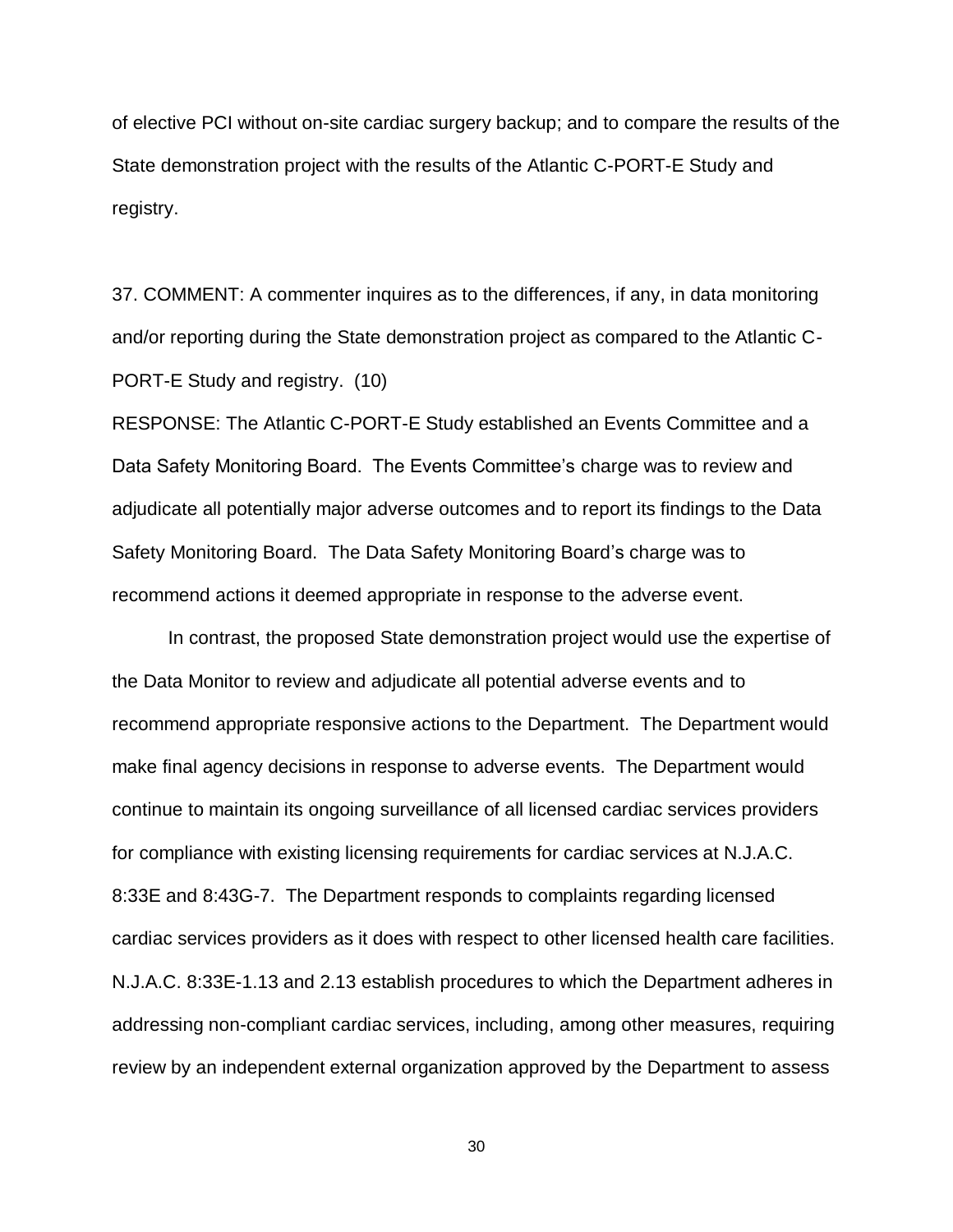of elective PCI without on-site cardiac surgery backup; and to compare the results of the State demonstration project with the results of the Atlantic C-PORT-E Study and registry.

37. COMMENT: A commenter inquires as to the differences, if any, in data monitoring and/or reporting during the State demonstration project as compared to the Atlantic C-PORT-E Study and registry. (10)

RESPONSE: The Atlantic C-PORT-E Study established an Events Committee and a Data Safety Monitoring Board. The Events Committee's charge was to review and adjudicate all potentially major adverse outcomes and to report its findings to the Data Safety Monitoring Board. The Data Safety Monitoring Board's charge was to recommend actions it deemed appropriate in response to the adverse event.

In contrast, the proposed State demonstration project would use the expertise of the Data Monitor to review and adjudicate all potential adverse events and to recommend appropriate responsive actions to the Department. The Department would make final agency decisions in response to adverse events. The Department would continue to maintain its ongoing surveillance of all licensed cardiac services providers for compliance with existing licensing requirements for cardiac services at N.J.A.C. 8:33E and 8:43G-7. The Department responds to complaints regarding licensed cardiac services providers as it does with respect to other licensed health care facilities. N.J.A.C. 8:33E-1.13 and 2.13 establish procedures to which the Department adheres in addressing non-compliant cardiac services, including, among other measures, requiring review by an independent external organization approved by the Department to assess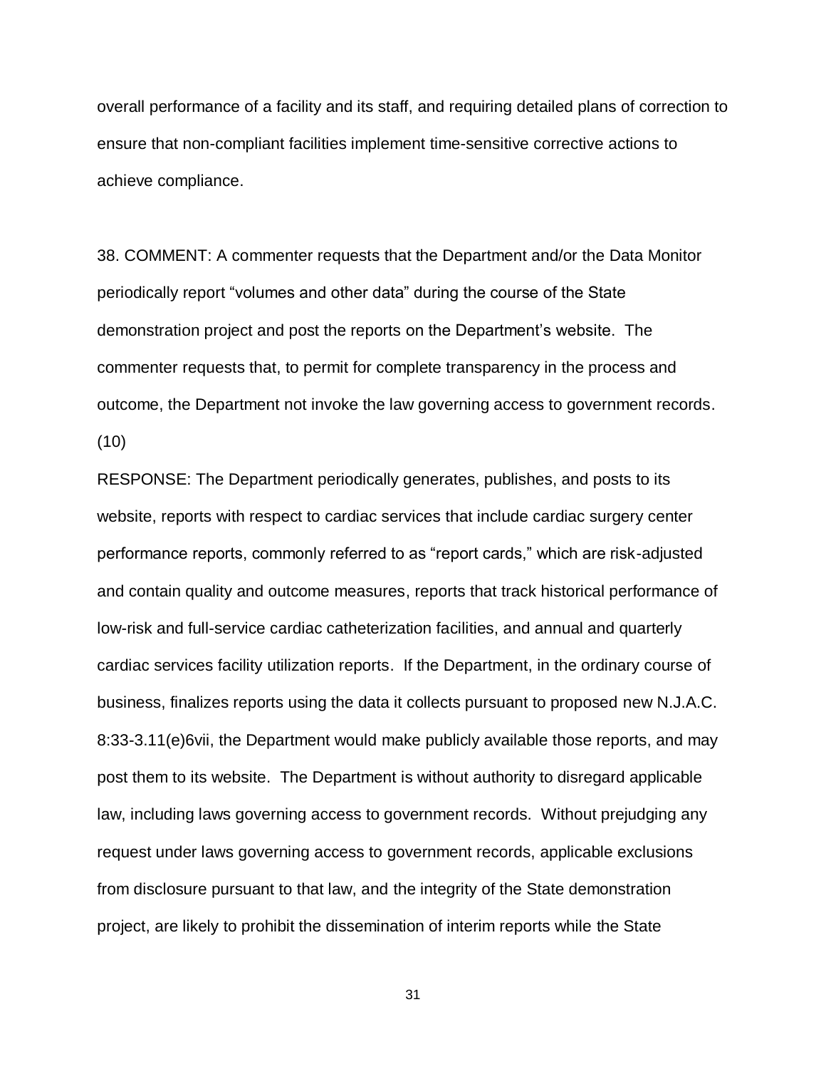overall performance of a facility and its staff, and requiring detailed plans of correction to ensure that non-compliant facilities implement time-sensitive corrective actions to achieve compliance.

38. COMMENT: A commenter requests that the Department and/or the Data Monitor periodically report "volumes and other data" during the course of the State demonstration project and post the reports on the Department's website. The commenter requests that, to permit for complete transparency in the process and outcome, the Department not invoke the law governing access to government records. (10)

RESPONSE: The Department periodically generates, publishes, and posts to its website, reports with respect to cardiac services that include cardiac surgery center performance reports, commonly referred to as "report cards," which are risk-adjusted and contain quality and outcome measures, reports that track historical performance of low-risk and full-service cardiac catheterization facilities, and annual and quarterly cardiac services facility utilization reports. If the Department, in the ordinary course of business, finalizes reports using the data it collects pursuant to proposed new N.J.A.C. 8:33-3.11(e)6vii, the Department would make publicly available those reports, and may post them to its website. The Department is without authority to disregard applicable law, including laws governing access to government records. Without prejudging any request under laws governing access to government records, applicable exclusions from disclosure pursuant to that law, and the integrity of the State demonstration project, are likely to prohibit the dissemination of interim reports while the State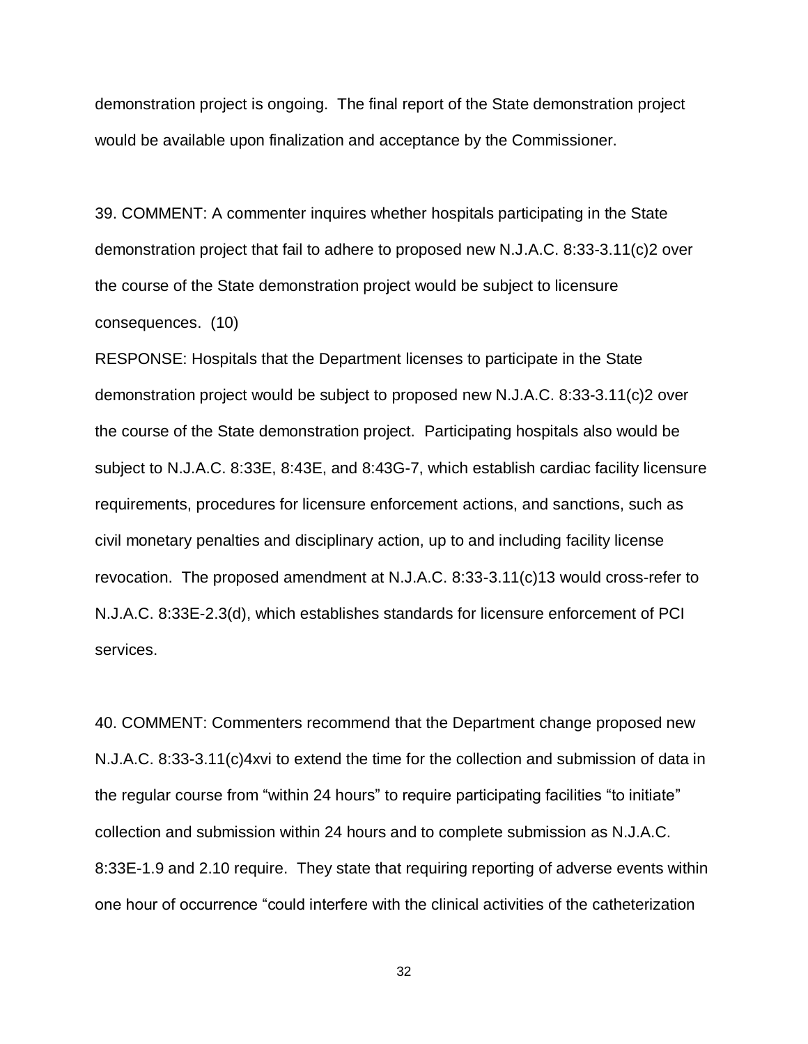demonstration project is ongoing. The final report of the State demonstration project would be available upon finalization and acceptance by the Commissioner.

39. COMMENT: A commenter inquires whether hospitals participating in the State demonstration project that fail to adhere to proposed new N.J.A.C. 8:33-3.11(c)2 over the course of the State demonstration project would be subject to licensure consequences. (10)

RESPONSE: Hospitals that the Department licenses to participate in the State demonstration project would be subject to proposed new N.J.A.C. 8:33-3.11(c)2 over the course of the State demonstration project. Participating hospitals also would be subject to N.J.A.C. 8:33E, 8:43E, and 8:43G-7, which establish cardiac facility licensure requirements, procedures for licensure enforcement actions, and sanctions, such as civil monetary penalties and disciplinary action, up to and including facility license revocation. The proposed amendment at N.J.A.C. 8:33-3.11(c)13 would cross-refer to N.J.A.C. 8:33E-2.3(d), which establishes standards for licensure enforcement of PCI services.

40. COMMENT: Commenters recommend that the Department change proposed new N.J.A.C. 8:33-3.11(c)4xvi to extend the time for the collection and submission of data in the regular course from "within 24 hours" to require participating facilities "to initiate" collection and submission within 24 hours and to complete submission as N.J.A.C. 8:33E-1.9 and 2.10 require. They state that requiring reporting of adverse events within one hour of occurrence "could interfere with the clinical activities of the catheterization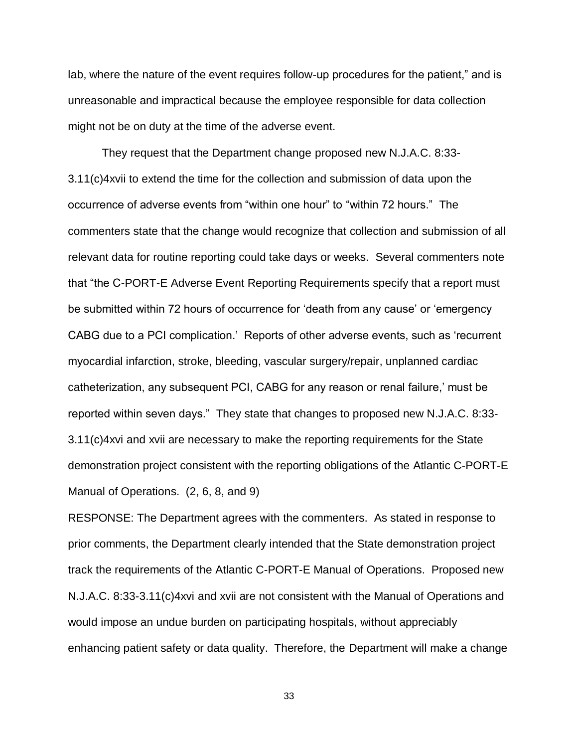lab, where the nature of the event requires follow-up procedures for the patient," and is unreasonable and impractical because the employee responsible for data collection might not be on duty at the time of the adverse event.

They request that the Department change proposed new N.J.A.C. 8:33-3.11(c)4xvii to extend the time for the collection and submission of data upon the occurrence of adverse events from "within one hour" to "within 72 hours." The commenters state that the change would recognize that collection and submission of all relevant data for routine reporting could take days or weeks. Several commenters note that "the C-PORT-E Adverse Event Reporting Requirements specify that a report must be submitted within 72 hours of occurrence for 'death from any cause' or 'emergency CABG due to a PCI complication.' Reports of other adverse events, such as 'recurrent myocardial infarction, stroke, bleeding, vascular surgery/repair, unplanned cardiac catheterization, any subsequent PCI, CABG for any reason or renal failure,' must be reported within seven days." They state that changes to proposed new N.J.A.C. 8:33-3.11(c)4xvi and xvii are necessary to make the reporting requirements for the State demonstration project consistent with the reporting obligations of the Atlantic C-PORT-E Manual of Operations. (2, 6, 8, and 9)

RESPONSE: The Department agrees with the commenters. As stated in response to prior comments, the Department clearly intended that the State demonstration project track the requirements of the Atlantic C-PORT-E Manual of Operations. Proposed new N.J.A.C. 8:33-3.11(c)4xvi and xvii are not consistent with the Manual of Operations and would impose an undue burden on participating hospitals, without appreciably enhancing patient safety or data quality. Therefore, the Department will make a change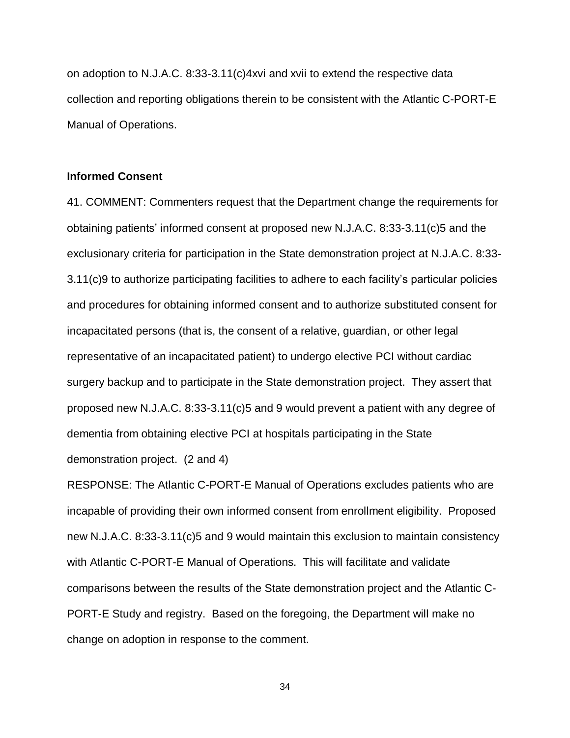on adoption to N.J.A.C. 8:33-3.11(c)4xvi and xvii to extend the respective data collection and reporting obligations therein to be consistent with the Atlantic C-PORT-E Manual of Operations.

**Informed Consent**

41. COMMENT: Commenters request that the Department change the requirements for obtaining patients' informed consent at proposed new N.J.A.C. 8:33-3.11(c)5 and the exclusionary criteria for participation in the State demonstration project at N.J.A.C. 8:33-3.11(c)9 to authorize participating facilities to adhere to each facility's particular policies and procedures for obtaining informed consent and to authorize substituted consent for incapacitated persons (that is, the consent of a relative, guardian, or other legal representative of an incapacitated patient) to undergo elective PCI without cardiac surgery backup and to participate in the State demonstration project. They assert that proposed new N.J.A.C. 8:33-3.11(c)5 and 9 would prevent a patient with any degree of dementia from obtaining elective PCI at hospitals participating in the State demonstration project. (2 and 4)

RESPONSE: The Atlantic C-PORT-E Manual of Operations excludes patients who are incapable of providing their own informed consent from enrollment eligibility. Proposed new N.J.A.C. 8:33-3.11(c)5 and 9 would maintain this exclusion to maintain consistency with Atlantic C-PORT-E Manual of Operations. This will facilitate and validate comparisons between the results of the State demonstration project and the Atlantic C-PORT-E Study and registry. Based on the foregoing, the Department will make no change on adoption in response to the comment.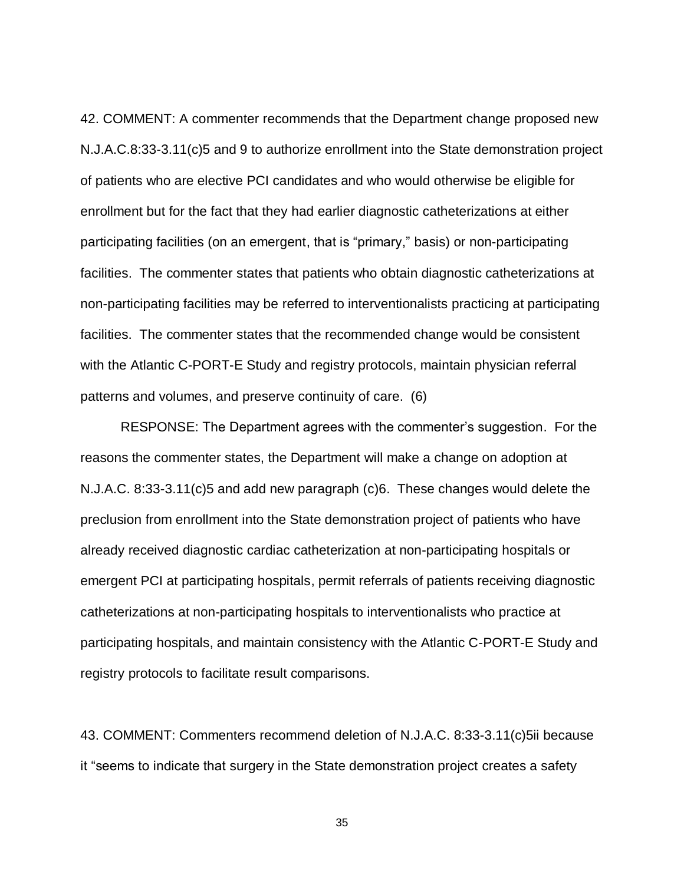42. COMMENT: A commenter recommends that the Department change proposed new N.J.A.C.8:33-3.11(c)5 and 9 to authorize enrollment into the State demonstration project of patients who are elective PCI candidates and who would otherwise be eligible for enrollment but for the fact that they had earlier diagnostic catheterizations at either participating facilities (on an emergent, that is "primary," basis) or non-participating facilities. The commenter states that patients who obtain diagnostic catheterizations at non-participating facilities may be referred to interventionalists practicing at participating facilities. The commenter states that the recommended change would be consistent with the Atlantic C-PORT-E Study and registry protocols, maintain physician referral patterns and volumes, and preserve continuity of care. (6)

RESPONSE: The Department agrees with the commenter's suggestion. For the reasons the commenter states, the Department will make a change on adoption at N.J.A.C. 8:33-3.11(c)5 and add new paragraph (c)6. These changes would delete the preclusion from enrollment into the State demonstration project of patients who have already received diagnostic cardiac catheterization at non-participating hospitals or emergent PCI at participating hospitals, permit referrals of patients receiving diagnostic catheterizations at non-participating hospitals to interventionalists who practice at participating hospitals, and maintain consistency with the Atlantic C-PORT-E Study and registry protocols to facilitate result comparisons.

43. COMMENT: Commenters recommend deletion of N.J.A.C. 8:33-3.11(c)5ii because it "seems to indicate that surgery in the State demonstration project creates a safety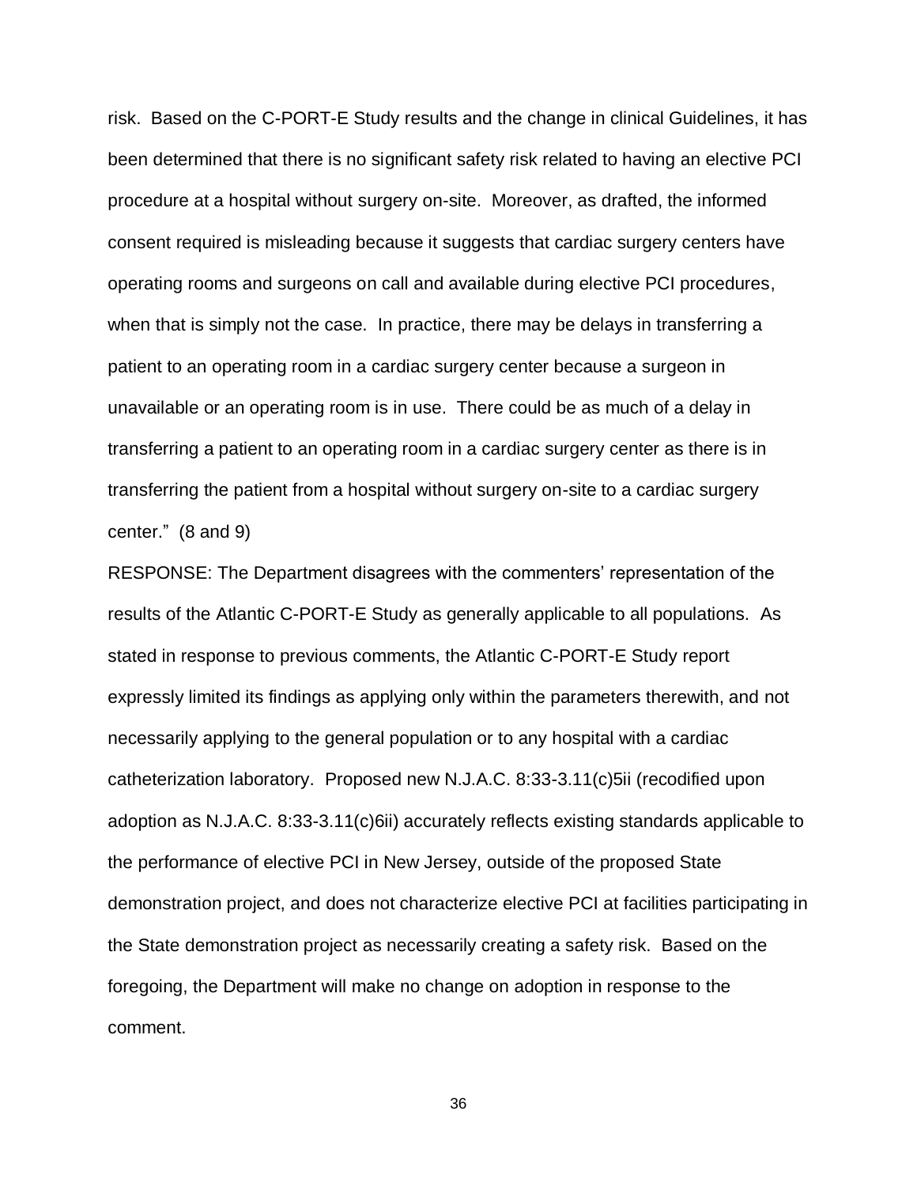risk. Based on the C-PORT-E Study results and the change in clinical Guidelines, it has been determined that there is no significant safety risk related to having an elective PCI procedure at a hospital without surgery on-site. Moreover, as drafted, the informed consent required is misleading because it suggests that cardiac surgery centers have operating rooms and surgeons on call and available during elective PCI procedures, when that is simply not the case. In practice, there may be delays in transferring a patient to an operating room in a cardiac surgery center because a surgeon in unavailable or an operating room is in use. There could be as much of a delay in transferring a patient to an operating room in a cardiac surgery center as there is in transferring the patient from a hospital without surgery on-site to a cardiac surgery center." (8 and 9)

RESPONSE: The Department disagrees with the commenters' representation of the results of the Atlantic C-PORT-E Study as generally applicable to all populations. As stated in response to previous comments, the Atlantic C-PORT-E Study report expressly limited its findings as applying only within the parameters therewith, and not necessarily applying to the general population or to any hospital with a cardiac catheterization laboratory. Proposed new N.J.A.C. 8:33-3.11(c)5ii (recodified upon adoption as N.J.A.C. 8:33-3.11(c)6ii) accurately reflects existing standards applicable to the performance of elective PCI in New Jersey, outside of the proposed State demonstration project, and does not characterize elective PCI at facilities participating in the State demonstration project as necessarily creating a safety risk. Based on the foregoing, the Department will make no change on adoption in response to the comment.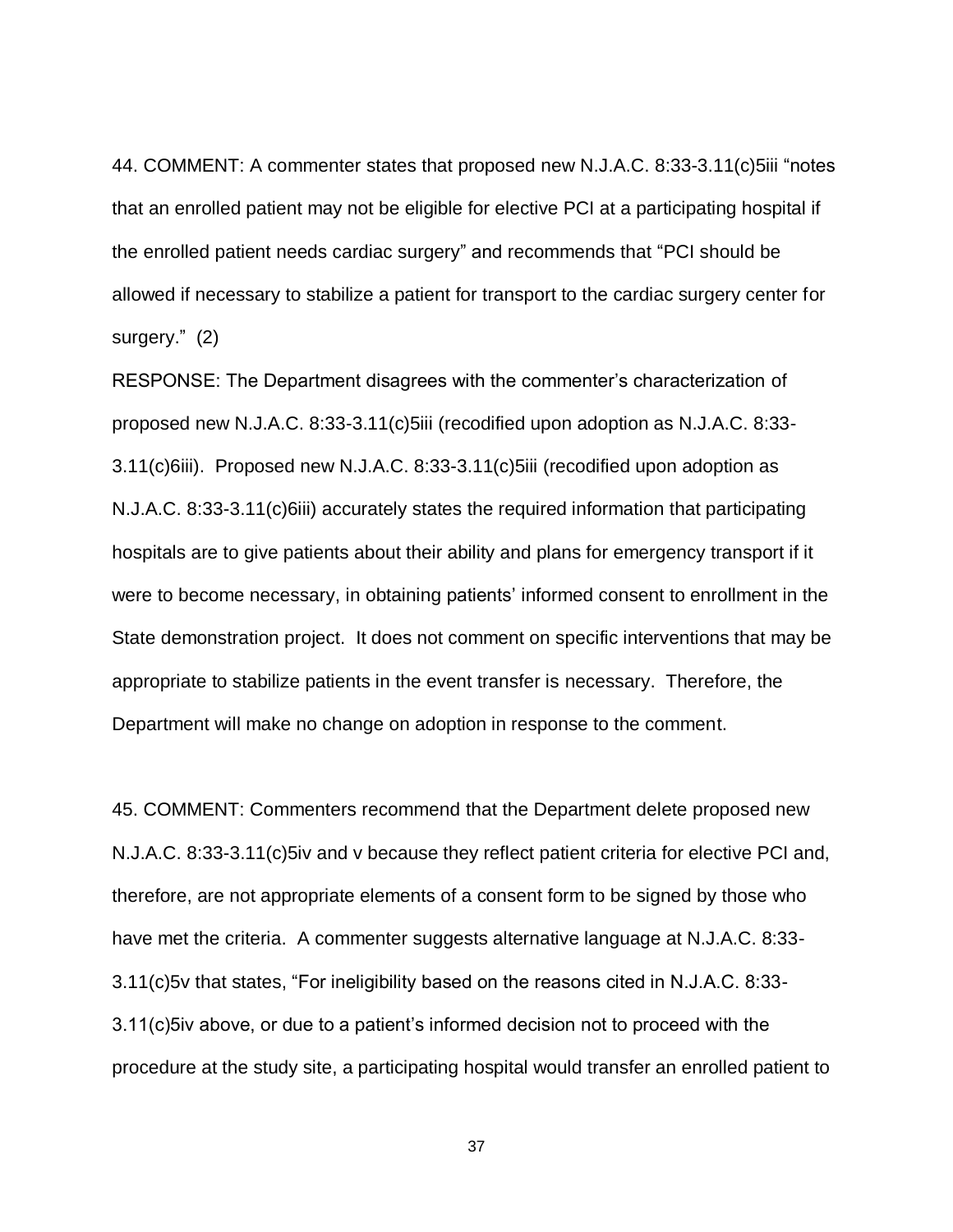44. COMMENT: A commenter states that proposed new N.J.A.C. 8:33-3.11(c)5iii "notes that an enrolled patient may not be eligible for elective PCI at a participating hospital if the enrolled patient needs cardiac surgery" and recommends that "PCI should be allowed if necessary to stabilize a patient for transport to the cardiac surgery center for surgery." (2)

RESPONSE: The Department disagrees with the commenter's characterization of proposed new N.J.A.C. 8:33-3.11(c)5iii (recodified upon adoption as N.J.A.C. 8:33-3.11(c)6iii). Proposed new N.J.A.C. 8:33-3.11(c)5iii (recodified upon adoption as N.J.A.C. 8:33-3.11(c)6iii) accurately states the required information that participating hospitals are to give patients about their ability and plans for emergency transport if it were to become necessary, in obtaining patients' informed consent to enrollment in the State demonstration project. It does not comment on specific interventions that may be appropriate to stabilize patients in the event transfer is necessary. Therefore, the Department will make no change on adoption in response to the comment.

45. COMMENT: Commenters recommend that the Department delete proposed new N.J.A.C. 8:33-3.11(c)5iv and v because they reflect patient criteria for elective PCI and, therefore, are not appropriate elements of a consent form to be signed by those who have met the criteria. A commenter suggests alternative language at N.J.A.C. 8:33-3.11(c)5v that states, "For ineligibility based on the reasons cited in N.J.A.C. 8:33-3.11(c)5iv above, or due to a patient's informed decision not to proceed with the procedure at the study site, a participating hospital would transfer an enrolled patient to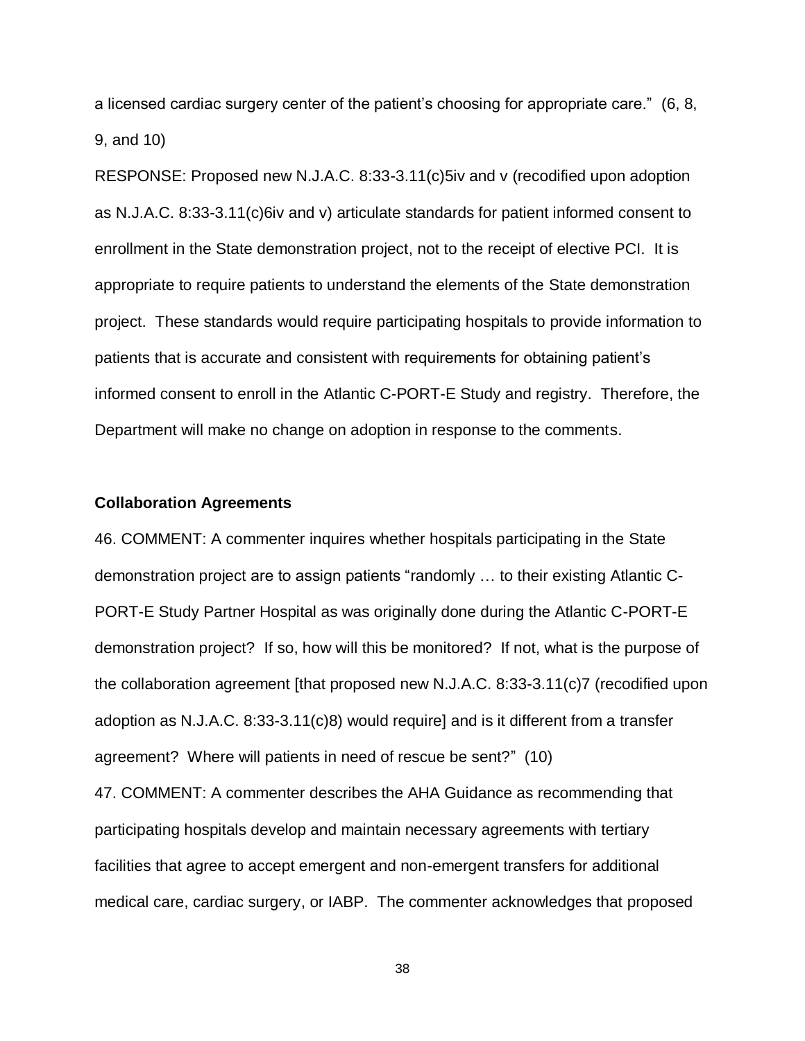a licensed cardiac surgery center of the patient's choosing for appropriate care." (6, 8, 9, and 10)

RESPONSE: Proposed new N.J.A.C. 8:33-3.11(c)5iv and v (recodified upon adoption as N.J.A.C. 8:33-3.11(c)6iv and v) articulate standards for patient informed consent to enrollment in the State demonstration project, not to the receipt of elective PCI. It is appropriate to require patients to understand the elements of the State demonstration project. These standards would require participating hospitals to provide information to patients that is accurate and consistent with requirements for obtaining patient's informed consent to enroll in the Atlantic C-PORT-E Study and registry. Therefore, the Department will make no change on adoption in response to the comments.

**Collaboration Agreements**

46. COMMENT: A commenter inquires whether hospitals participating in the State demonstration project are to assign patients "randomly … to their existing Atlantic C-PORT-E Study Partner Hospital as was originally done during the Atlantic C-PORT-E demonstration project? If so, how will this be monitored? If not, what is the purpose of the collaboration agreement [that proposed new N.J.A.C. 8:33-3.11(c)7 (recodified upon adoption as N.J.A.C. 8:33-3.11(c)8) would require] and is it different from a transfer agreement? Where will patients in need of rescue be sent?" (10)

47. COMMENT: A commenter describes the AHA Guidance as recommending that participating hospitals develop and maintain necessary agreements with tertiary facilities that agree to accept emergent and non-emergent transfers for additional medical care, cardiac surgery, or IABP. The commenter acknowledges that proposed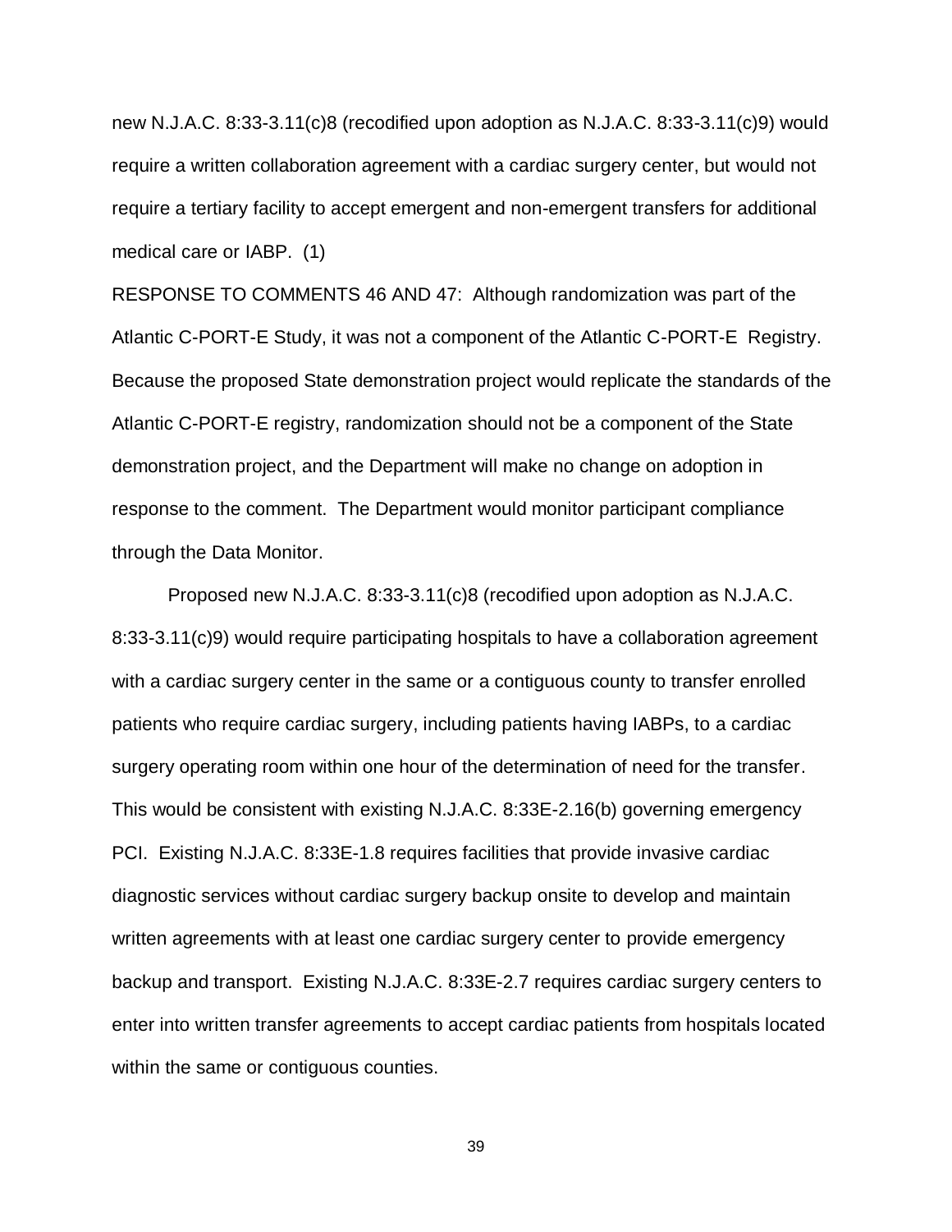new N.J.A.C. 8:33-3.11(c)8 (recodified upon adoption as N.J.A.C. 8:33-3.11(c)9) would require a written collaboration agreement with a cardiac surgery center, but would not require a tertiary facility to accept emergent and non-emergent transfers for additional medical care or IABP. (1)

RESPONSE TO COMMENTS 46 AND 47: Although randomization was part of the Atlantic C-PORT-E Study, it was not a component of the Atlantic C-PORT-E Registry. Because the proposed State demonstration project would replicate the standards of the Atlantic C-PORT-E registry, randomization should not be a component of the State demonstration project, and the Department will make no change on adoption in response to the comment. The Department would monitor participant compliance through the Data Monitor.

Proposed new N.J.A.C. 8:33-3.11(c)8 (recodified upon adoption as N.J.A.C. 8:33-3.11(c)9) would require participating hospitals to have a collaboration agreement with a cardiac surgery center in the same or a contiguous county to transfer enrolled patients who require cardiac surgery, including patients having IABPs, to a cardiac surgery operating room within one hour of the determination of need for the transfer. This would be consistent with existing N.J.A.C. 8:33E-2.16(b) governing emergency PCI. Existing N.J.A.C. 8:33E-1.8 requires facilities that provide invasive cardiac diagnostic services without cardiac surgery backup onsite to develop and maintain written agreements with at least one cardiac surgery center to provide emergency backup and transport. Existing N.J.A.C. 8:33E-2.7 requires cardiac surgery centers to enter into written transfer agreements to accept cardiac patients from hospitals located within the same or contiguous counties.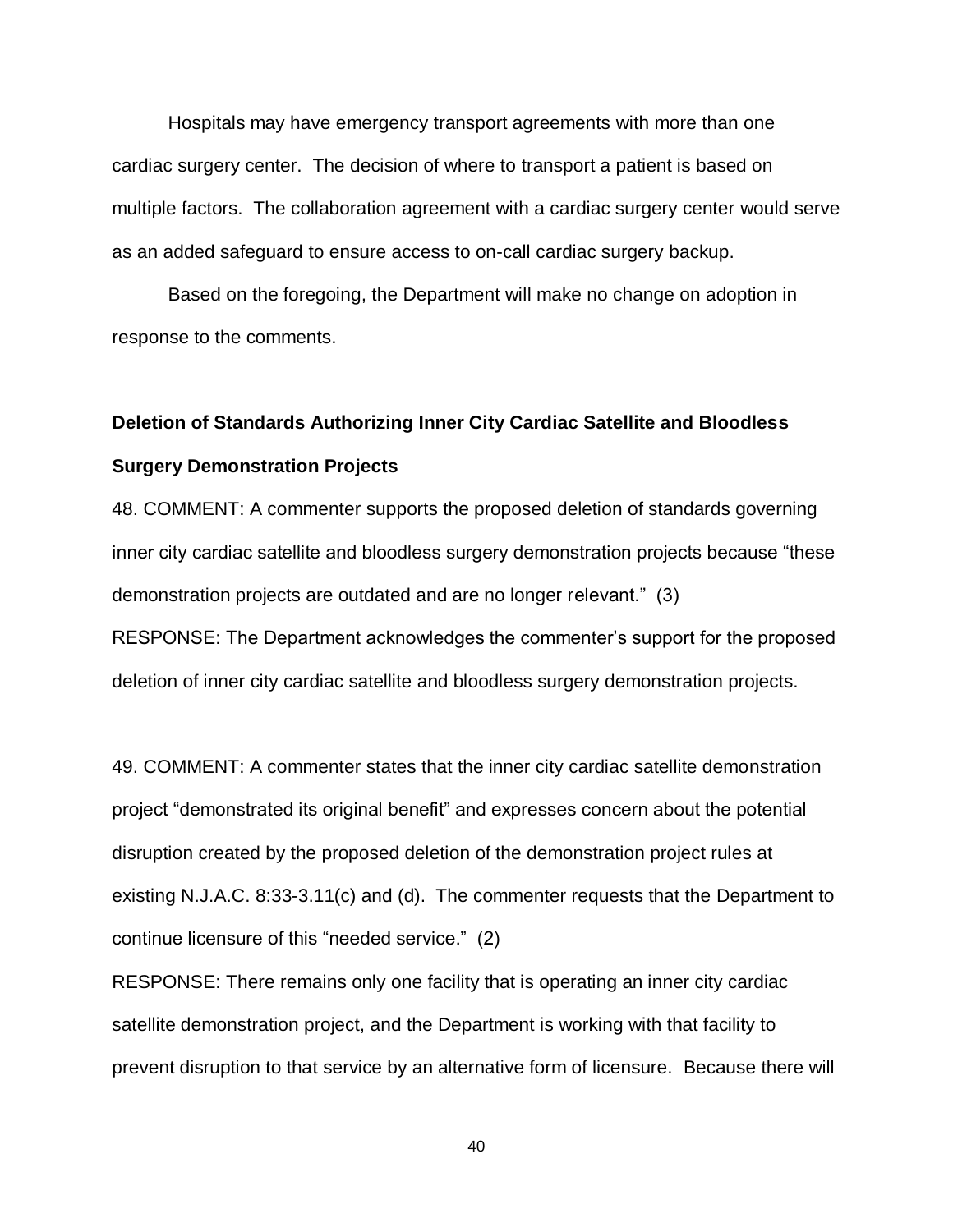Hospitals may have emergency transport agreements with more than one cardiac surgery center. The decision of where to transport a patient is based on multiple factors. The collaboration agreement with a cardiac surgery center would serve as an added safeguard to ensure access to on-call cardiac surgery backup.

Based on the foregoing, the Department will make no change on adoption in response to the comments.

**Deletion of Standards Authorizing Inner City Cardiac Satellite and Bloodless Surgery Demonstration Projects**

48. COMMENT: A commenter supports the proposed deletion of standards governing inner city cardiac satellite and bloodless surgery demonstration projects because "these demonstration projects are outdated and are no longer relevant." (3)

RESPONSE: The Department acknowledges the commenter's support for the proposed deletion of inner city cardiac satellite and bloodless surgery demonstration projects.

49. COMMENT: A commenter states that the inner city cardiac satellite demonstration project "demonstrated its original benefit" and expresses concern about the potential disruption created by the proposed deletion of the demonstration project rules at existing N.J.A.C. 8:33-3.11(c) and (d). The commenter requests that the Department to continue licensure of this "needed service." (2)

RESPONSE: There remains only one facility that is operating an inner city cardiac satellite demonstration project, and the Department is working with that facility to prevent disruption to that service by an alternative form of licensure. Because there will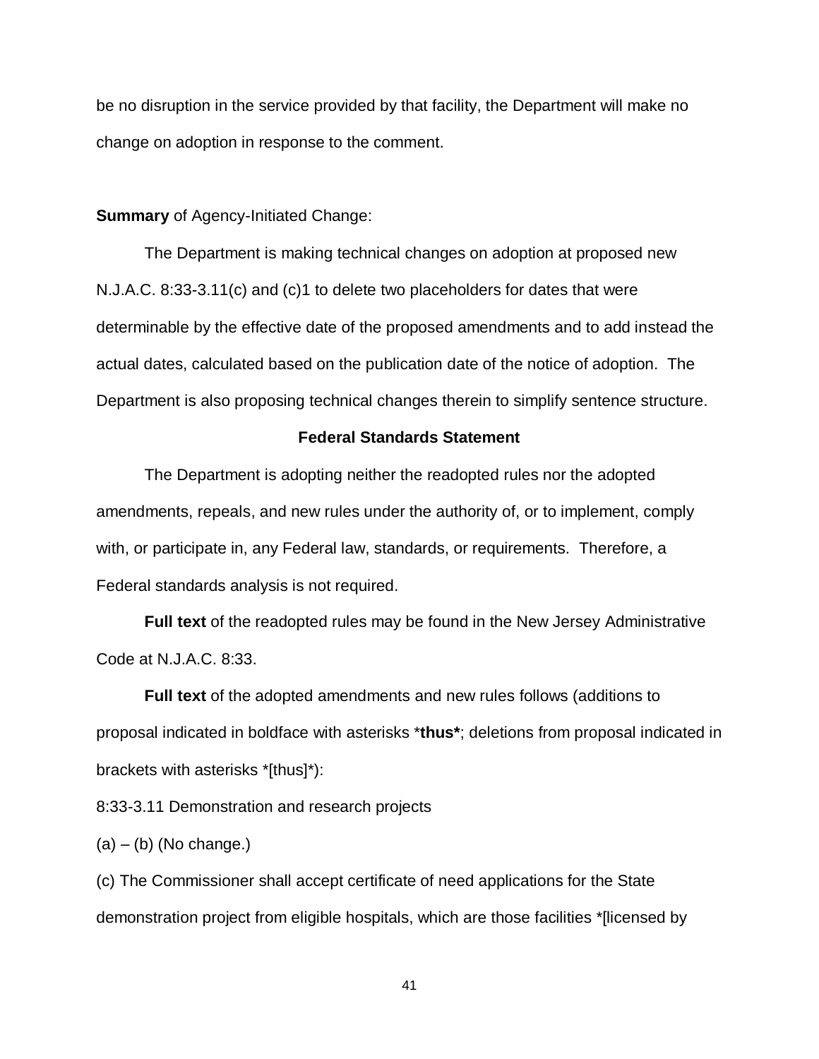be no disruption in the service provided by that facility, the Department will make no change on adoption in response to the comment.

**Summary** of Agency-Initiated Change:

The Department is making technical changes on adoption at proposed new N.J.A.C. 8:33-3.11(c) and (c)1 to delete two placeholders for dates that were determinable by the effective date of the proposed amendments and to add instead the actual dates, calculated based on the publication date of the notice of adoption. The Department is also proposing technical changes therein to simplify sentence structure.

**Federal Standards Statement**

The Department is adopting neither the readopted rules nor the adopted amendments, repeals, and new rules under the authority of, or to implement, comply with, or participate in, any Federal law, standards, or requirements. Therefore, a Federal standards analysis is not required.

**Full text** of the readopted rules may be found in the New Jersey Administrative Code at N.J.A.C. 8:33.

**Full text** of the adopted amendments and new rules follows (additions to proposal indicated in boldface with asterisks ***thus***; deletions from proposal indicated in brackets with asterisks *[thus]*):

8:33-3.11 Demonstration and research projects

(a) – (b) (No change.)

(c) The Commissioner shall accept certificate of need applications for the State demonstration project from eligible hospitals, which are those facilities *[licensed by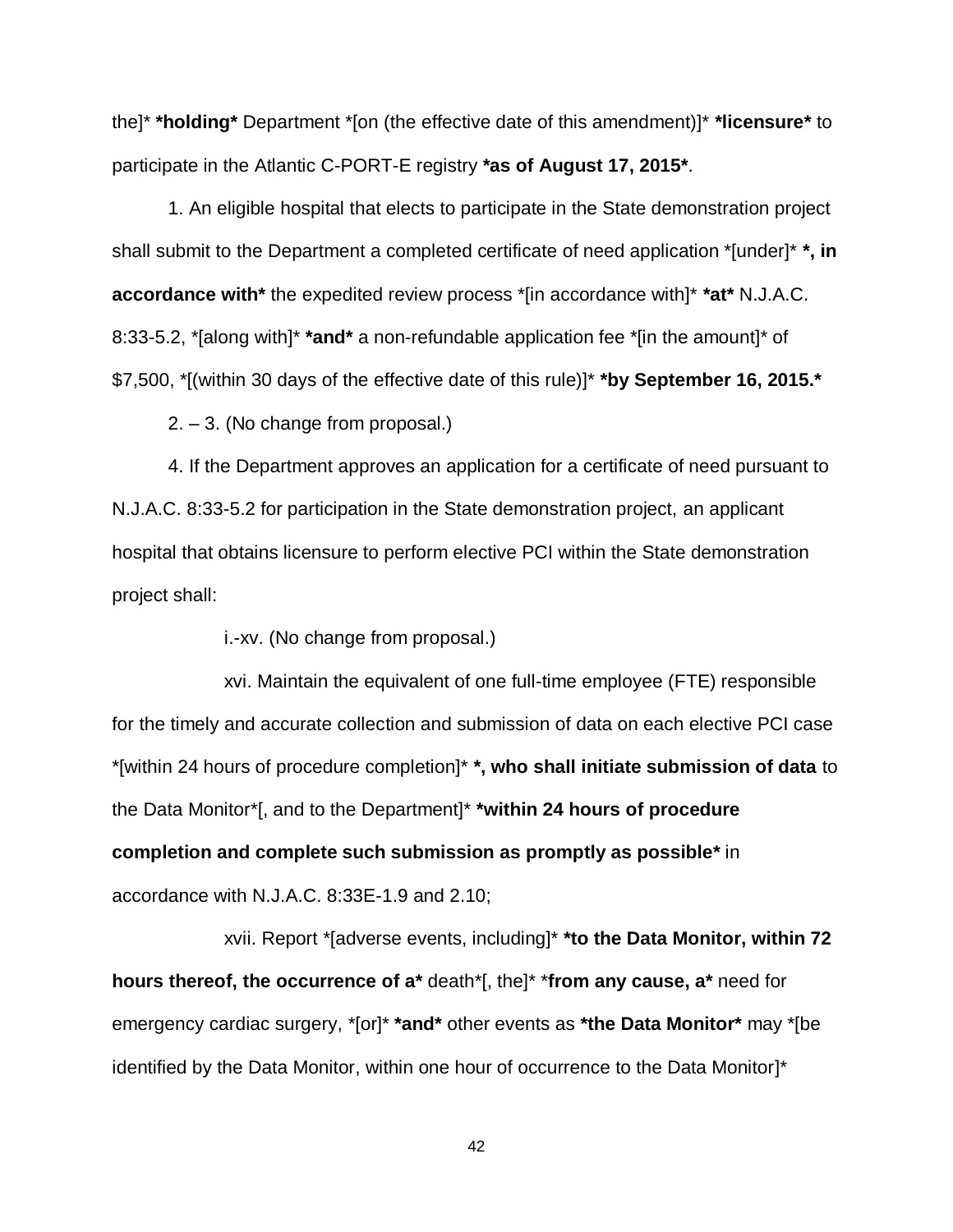the]* **\*holding\*** Department *[on (the effective date of this amendment)]* **\*licensure\*** to participate in the Atlantic C-PORT-E registry **\*as of August 17, 2015\***.

1. An eligible hospital that elects to participate in the State demonstration project shall submit to the Department a completed certificate of need application *[under]* **\*, in accordance with\*** the expedited review process *[in accordance with]* **\*at\*** N.J.A.C. 8:33-5.2, *[along with]* **\*and\*** a non-refundable application fee *[in the amount]* of $7,500, *[(within 30 days of the effective date of this rule)]* **\*by September 16, 2015.\***

2. – 3. (No change from proposal.)

4. If the Department approves an application for a certificate of need pursuant to N.J.A.C. 8:33-5.2 for participation in the State demonstration project, an applicant hospital that obtains licensure to perform elective PCI within the State demonstration project shall:

i.-xv. (No change from proposal.)

xvi. Maintain the equivalent of one full-time employee (FTE) responsible for the timely and accurate collection and submission of data on each elective PCI case *[within 24 hours of procedure completion]* **\*, who shall initiate submission of data** to the Data Monitor*[, and to the Department]* **\*within 24 hours of procedure completion and complete such submission as promptly as possible\*** in accordance with N.J.A.C. 8:33E-1.9 and 2.10;

xvii. Report *[adverse events, including]* **\*to the Data Monitor, within 72 hours thereof, the occurrence of a\*** death*[, the]* \***from any cause, a\*** need for emergency cardiac surgery, *[or]* **\*and\*** other events as **\*the Data Monitor\*** may *[be identified by the Data Monitor, within one hour of occurrence to the Data Monitor]*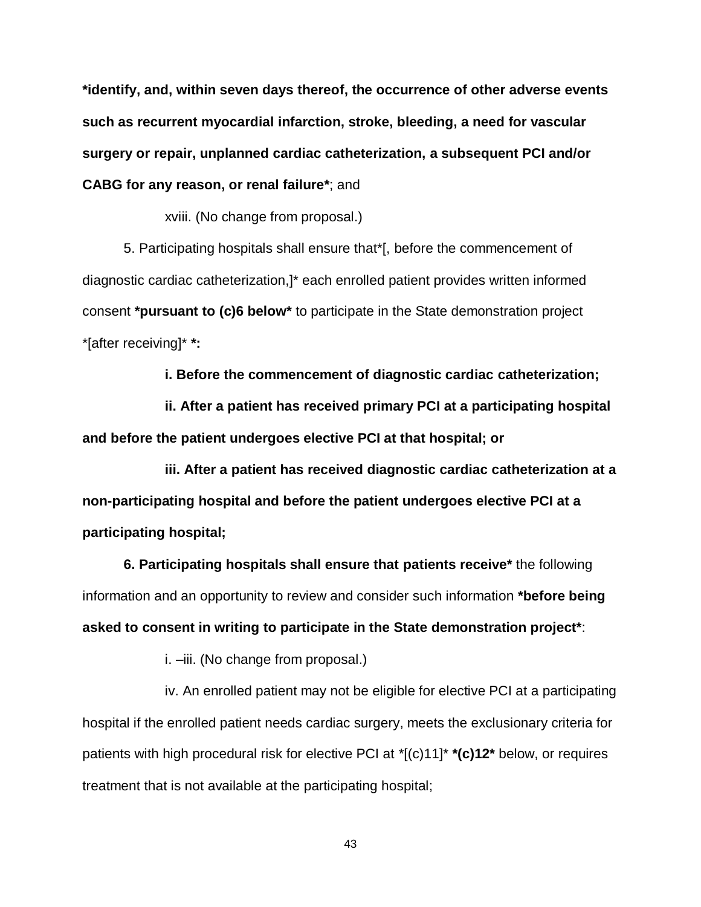**\*identify, and, within seven days thereof, the occurrence of other adverse events such as recurrent myocardial infarction, stroke, bleeding, a need for vascular surgery or repair, unplanned cardiac catheterization, a subsequent PCI and/or CABG for any reason, or renal failure\***; and

xviii. (No change from proposal.)

5. Participating hospitals shall ensure that*[, before the commencement of diagnostic cardiac catheterization,]* each enrolled patient provides written informed consent **\*pursuant to (c)6 below\*** to participate in the State demonstration project *[after receiving]* **\*:**

**i. Before the commencement of diagnostic cardiac catheterization;**

**ii. After a patient has received primary PCI at a participating hospital and before the patient undergoes elective PCI at that hospital; or**

**iii. After a patient has received diagnostic cardiac catheterization at a non-participating hospital and before the patient undergoes elective PCI at a participating hospital;**

**6. Participating hospitals shall ensure that patients receive\*** the following information and an opportunity to review and consider such information **\*before being asked to consent in writing to participate in the State demonstration project\***:

i. –iii. (No change from proposal.)

iv. An enrolled patient may not be eligible for elective PCI at a participating hospital if the enrolled patient needs cardiac surgery, meets the exclusionary criteria for patients with high procedural risk for elective PCI at *[(c)11]* **\*(c)12\*** below, or requires treatment that is not available at the participating hospital;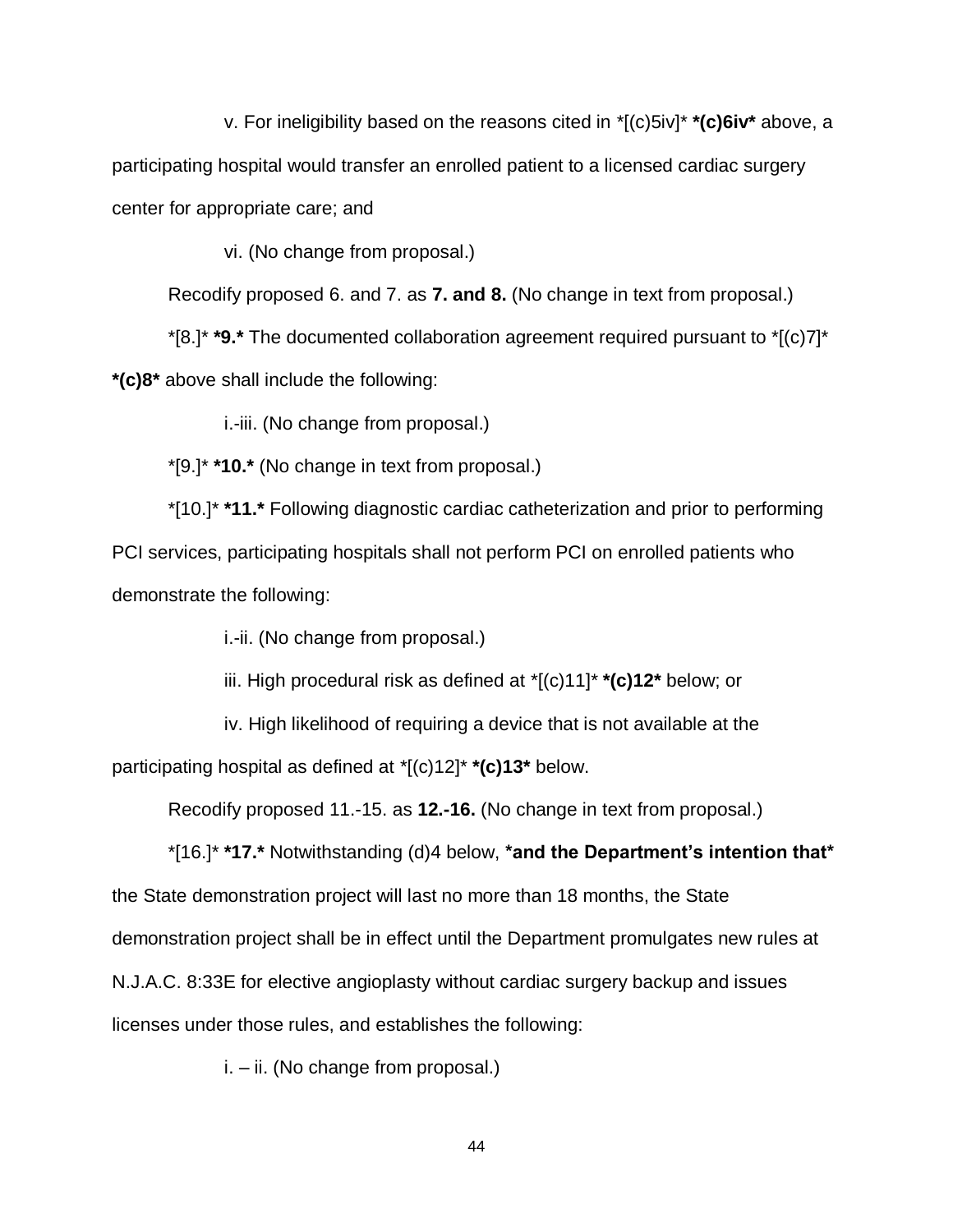v. For ineligibility based on the reasons cited in *[(c)5iv]* **\*(c)6iv\*** above, a participating hospital would transfer an enrolled patient to a licensed cardiac surgery center for appropriate care; and

vi. (No change from proposal.)

Recodify proposed 6. and 7. as **7. and 8.** (No change in text from proposal.)

*[8.]* **\*9.\*** The documented collaboration agreement required pursuant to *[(c)7]* **\*(c)8\*** above shall include the following:

i.-iii. (No change from proposal.)

*[9.]* **\*10.\*** (No change in text from proposal.)

*[10.]* **\*11.\*** Following diagnostic cardiac catheterization and prior to performing PCI services, participating hospitals shall not perform PCI on enrolled patients who demonstrate the following:

i.-ii. (No change from proposal.)

iii. High procedural risk as defined at *[(c)11]* **\*(c)12\*** below; or

iv. High likelihood of requiring a device that is not available at the participating hospital as defined at *[(c)12]* **\*(c)13\*** below.

Recodify proposed 11.-15. as **12.-16.** (No change in text from proposal.)

*[16.]* **\*17.\*** Notwithstanding (d)4 below, **\*and the Department's intention that\*** the State demonstration project will last no more than 18 months, the State demonstration project shall be in effect until the Department promulgates new rules at N.J.A.C. 8:33E for elective angioplasty without cardiac surgery backup and issues licenses under those rules, and establishes the following:

i. – ii. (No change from proposal.)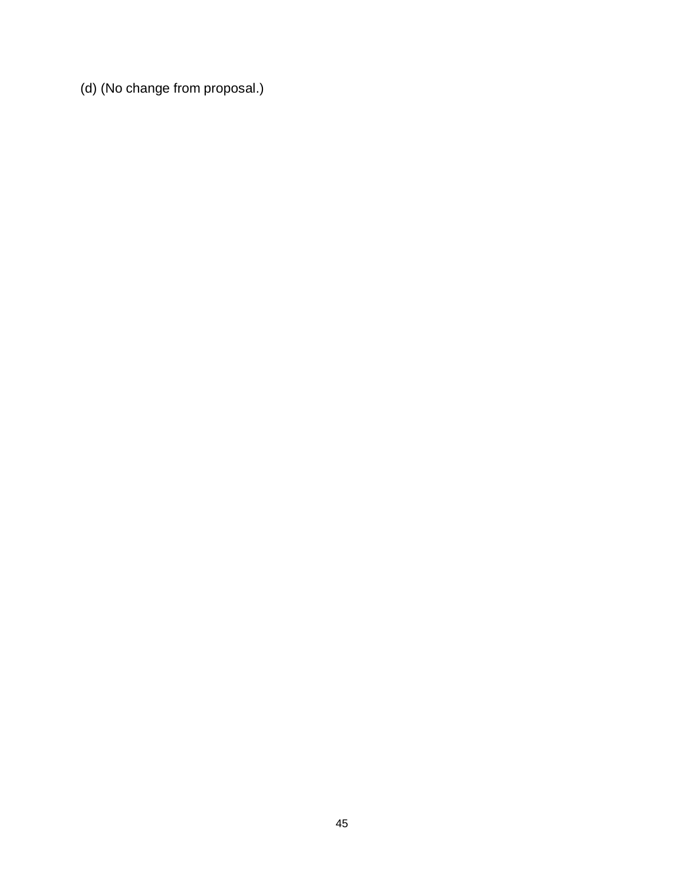(d) (No change from proposal.)